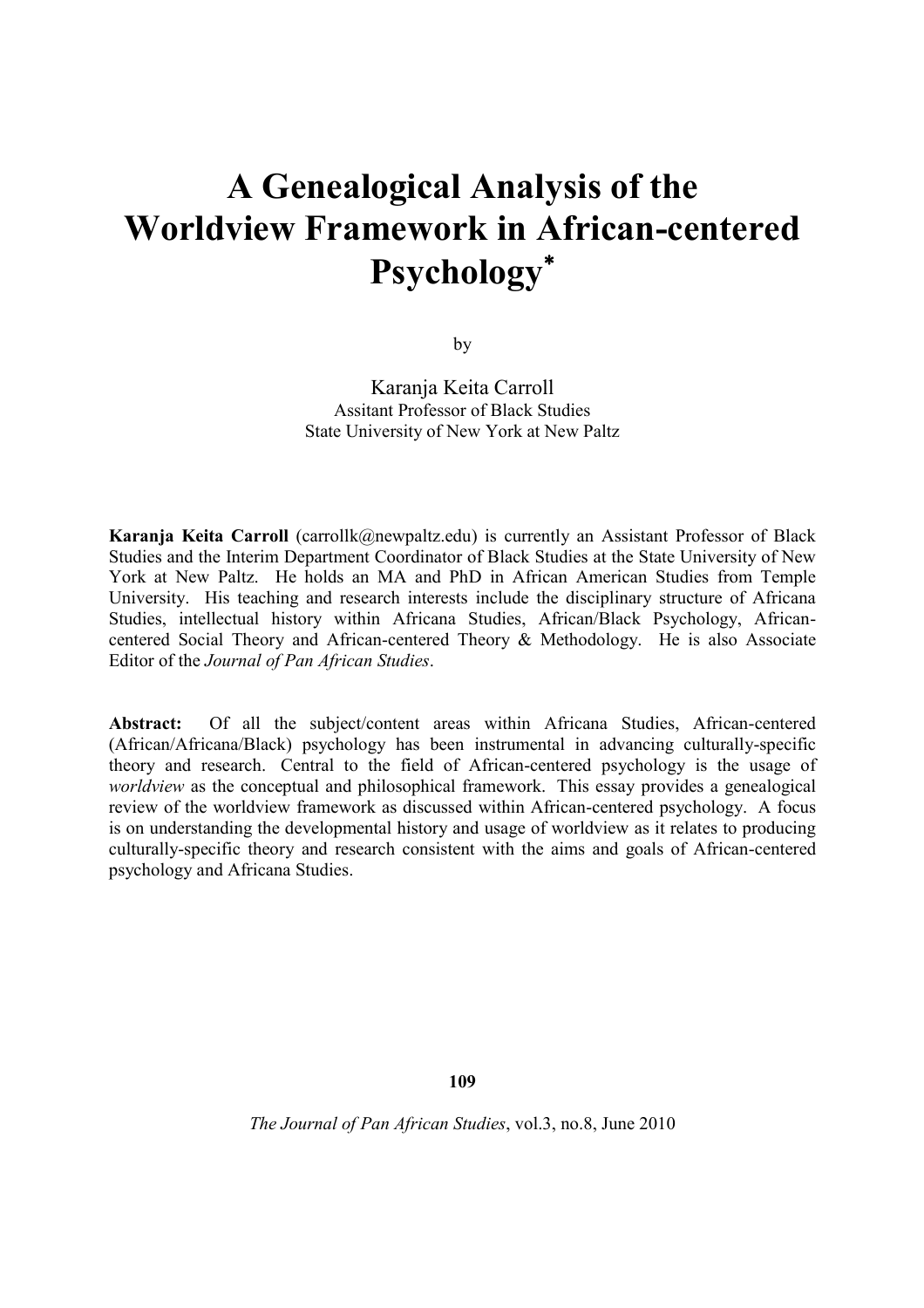# A Genealogical Analysis of the Worldview Framework in African-centered Psychology*

by

Karanja Keita Carroll
Assitant Professor of Black Studies
State University of New York at New Paltz

**Karanja Keita Carroll** (carrollk@newpaltz.edu) is currently an Assistant Professor of Black Studies and the Interim Department Coordinator of Black Studies at the State University of New York at New Paltz. He holds an MA and PhD in African American Studies from Temple University. His teaching and research interests include the disciplinary structure of Africana Studies, intellectual history within Africana Studies, African/Black Psychology, African-centered Social Theory and African-centered Theory & Methodology. He is also Associate Editor of the *Journal of Pan African Studies*.

**Abstract:** Of all the subject/content areas within Africana Studies, African-centered (African/Africana/Black) psychology has been instrumental in advancing culturally-specific theory and research. Central to the field of African-centered psychology is the usage of *worldview* as the conceptual and philosophical framework. This essay provides a genealogical review of the worldview framework as discussed within African-centered psychology. A focus is on understanding the developmental history and usage of worldview as it relates to producing culturally-specific theory and research consistent with the aims and goals of African-centered psychology and Africana Studies.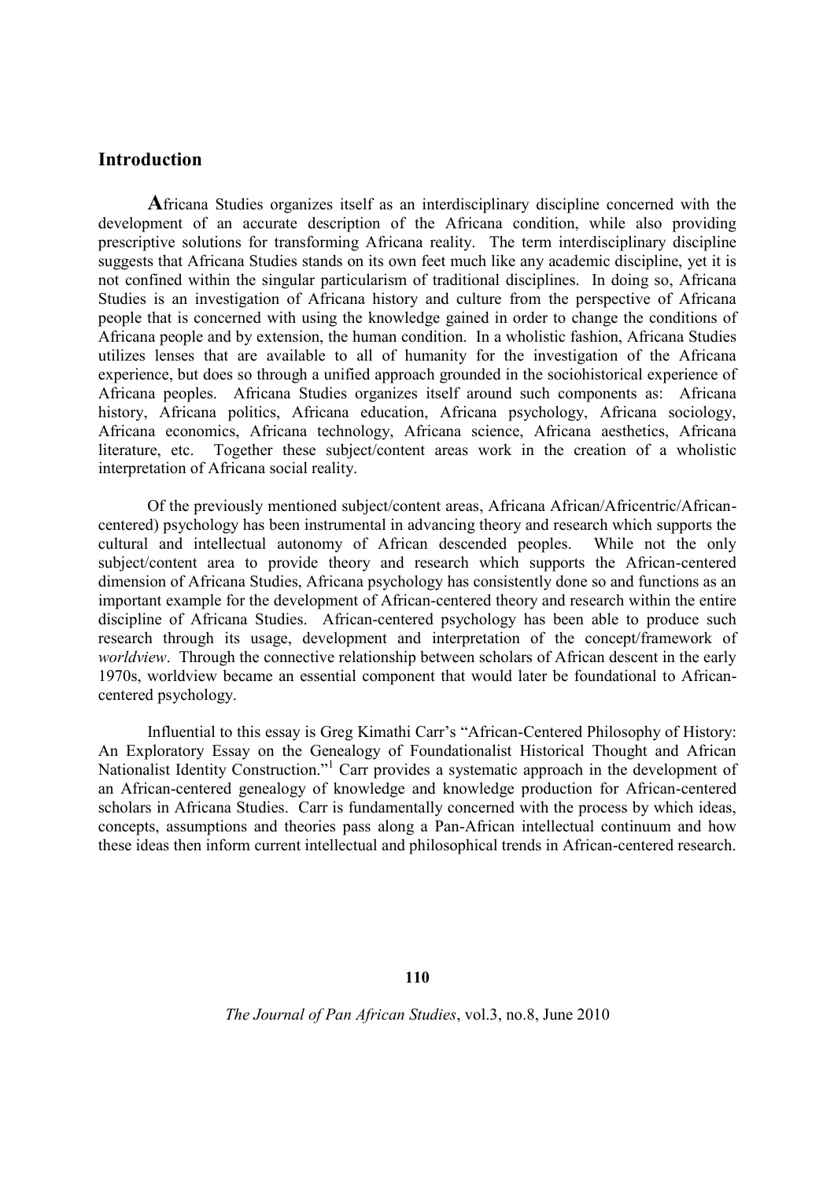## Introduction

**A**fricana Studies organizes itself as an interdisciplinary discipline concerned with the development of an accurate description of the Africana condition, while also providing prescriptive solutions for transforming Africana reality. The term interdisciplinary discipline suggests that Africana Studies stands on its own feet much like any academic discipline, yet it is not confined within the singular particularism of traditional disciplines. In doing so, Africana Studies is an investigation of Africana history and culture from the perspective of Africana people that is concerned with using the knowledge gained in order to change the conditions of Africana people and by extension, the human condition. In a wholistic fashion, Africana Studies utilizes lenses that are available to all of humanity for the investigation of the Africana experience, but does so through a unified approach grounded in the sociohistorical experience of Africana peoples. Africana Studies organizes itself around such components as: Africana history, Africana politics, Africana education, Africana psychology, Africana sociology, Africana economics, Africana technology, Africana science, Africana aesthetics, Africana literature, etc. Together these subject/content areas work in the creation of a wholistic interpretation of Africana social reality.

Of the previously mentioned subject/content areas, Africana African/Africentric/African-centered) psychology has been instrumental in advancing theory and research which supports the cultural and intellectual autonomy of African descended peoples. While not the only subject/content area to provide theory and research which supports the African-centered dimension of Africana Studies, Africana psychology has consistently done so and functions as an important example for the development of African-centered theory and research within the entire discipline of Africana Studies. African-centered psychology has been able to produce such research through its usage, development and interpretation of the concept/framework of *worldview*. Through the connective relationship between scholars of African descent in the early 1970s, worldview became an essential component that would later be foundational to African-centered psychology.

Influential to this essay is Greg Kimathi Carr's "African-Centered Philosophy of History: An Exploratory Essay on the Genealogy of Foundationalist Historical Thought and African Nationalist Identity Construction."[1] Carr provides a systematic approach in the development of an African-centered genealogy of knowledge and knowledge production for African-centered scholars in Africana Studies. Carr is fundamentally concerned with the process by which ideas, concepts, assumptions and theories pass along a Pan-African intellectual continuum and how these ideas then inform current intellectual and philosophical trends in African-centered research.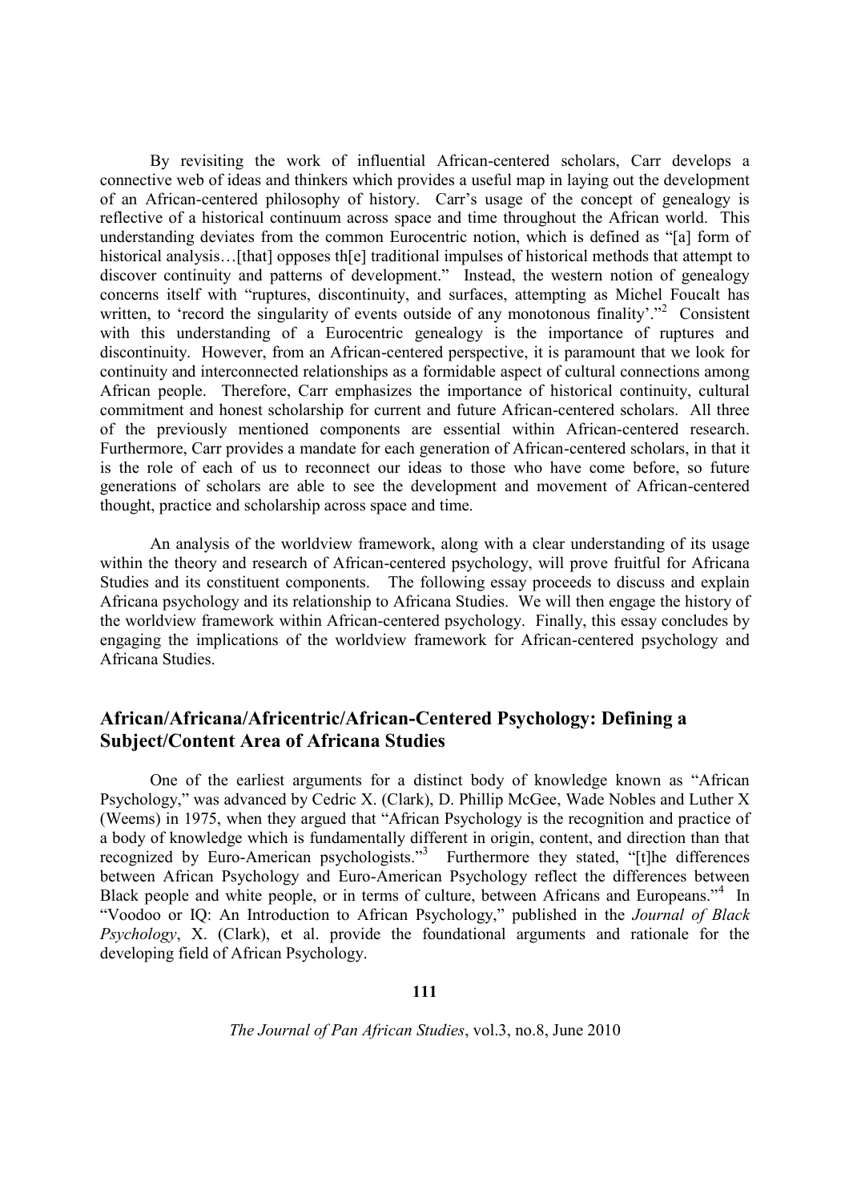By revisiting the work of influential African-centered scholars, Carr develops a connective web of ideas and thinkers which provides a useful map in laying out the development of an African-centered philosophy of history. Carr's usage of the concept of genealogy is reflective of a historical continuum across space and time throughout the African world. This understanding deviates from the common Eurocentric notion, which is defined as "[a] form of historical analysis…[that] opposes th[e] traditional impulses of historical methods that attempt to discover continuity and patterns of development." Instead, the western notion of genealogy concerns itself with "ruptures, discontinuity, and surfaces, attempting as Michel Foucalt has written, to 'record the singularity of events outside of any monotonous finality'."[2] Consistent with this understanding of a Eurocentric genealogy is the importance of ruptures and discontinuity. However, from an African-centered perspective, it is paramount that we look for continuity and interconnected relationships as a formidable aspect of cultural connections among African people. Therefore, Carr emphasizes the importance of historical continuity, cultural commitment and honest scholarship for current and future African-centered scholars. All three of the previously mentioned components are essential within African-centered research. Furthermore, Carr provides a mandate for each generation of African-centered scholars, in that it is the role of each of us to reconnect our ideas to those who have come before, so future generations of scholars are able to see the development and movement of African-centered thought, practice and scholarship across space and time.

An analysis of the worldview framework, along with a clear understanding of its usage within the theory and research of African-centered psychology, will prove fruitful for Africana Studies and its constituent components. The following essay proceeds to discuss and explain Africana psychology and its relationship to Africana Studies. We will then engage the history of the worldview framework within African-centered psychology. Finally, this essay concludes by engaging the implications of the worldview framework for African-centered psychology and Africana Studies.

## African/Africana/Africentric/African-Centered Psychology: Defining a Subject/Content Area of Africana Studies

One of the earliest arguments for a distinct body of knowledge known as "African Psychology," was advanced by Cedric X. (Clark), D. Phillip McGee, Wade Nobles and Luther X (Weems) in 1975, when they argued that "African Psychology is the recognition and practice of a body of knowledge which is fundamentally different in origin, content, and direction than that recognized by Euro-American psychologists."[3] Furthermore they stated, "[t]he differences between African Psychology and Euro-American Psychology reflect the differences between Black people and white people, or in terms of culture, between Africans and Europeans."[4] In "Voodoo or IQ: An Introduction to African Psychology," published in the *Journal of Black Psychology*, X. (Clark), et al. provide the foundational arguments and rationale for the developing field of African Psychology.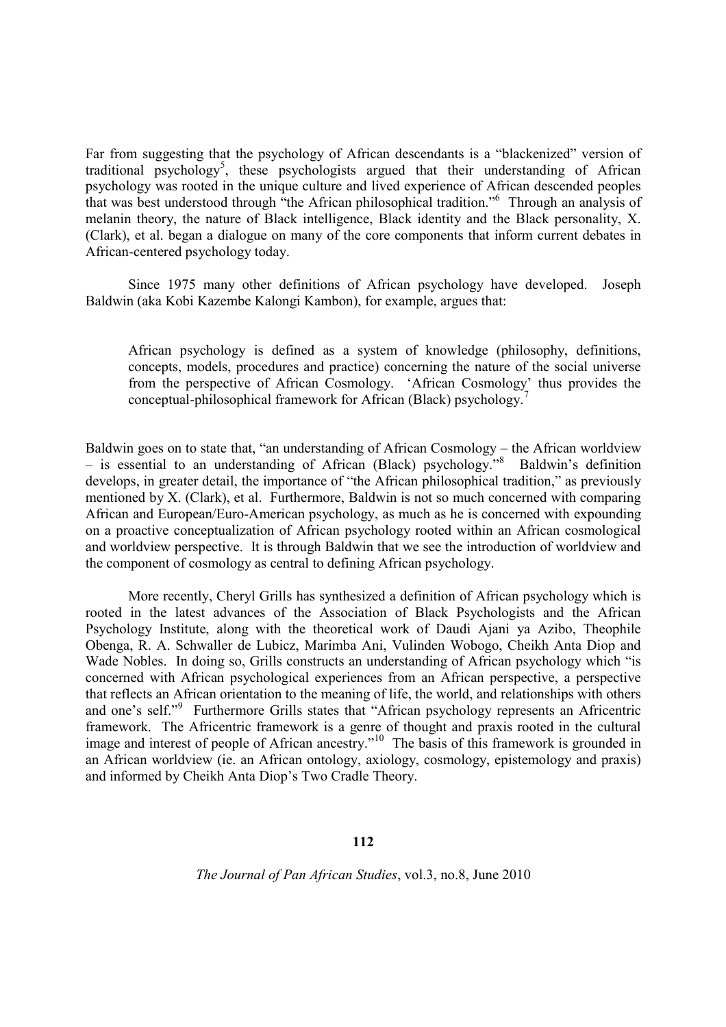Far from suggesting that the psychology of African descendants is a "blackenized" version of traditional psychology[5], these psychologists argued that their understanding of African psychology was rooted in the unique culture and lived experience of African descended peoples that was best understood through "the African philosophical tradition."[6] Through an analysis of melanin theory, the nature of Black intelligence, Black identity and the Black personality, X. (Clark), et al. began a dialogue on many of the core components that inform current debates in African-centered psychology today.

Since 1975 many other definitions of African psychology have developed. Joseph Baldwin (aka Kobi Kazembe Kalongi Kambon), for example, argues that:

> African psychology is defined as a system of knowledge (philosophy, definitions, concepts, models, procedures and practice) concerning the nature of the social universe from the perspective of African Cosmology. 'African Cosmology' thus provides the conceptual-philosophical framework for African (Black) psychology.[7]

Baldwin goes on to state that, "an understanding of African Cosmology – the African worldview – is essential to an understanding of African (Black) psychology."[8] Baldwin's definition develops, in greater detail, the importance of "the African philosophical tradition," as previously mentioned by X. (Clark), et al. Furthermore, Baldwin is not so much concerned with comparing African and European/Euro-American psychology, as much as he is concerned with expounding on a proactive conceptualization of African psychology rooted within an African cosmological and worldview perspective. It is through Baldwin that we see the introduction of worldview and the component of cosmology as central to defining African psychology.

More recently, Cheryl Grills has synthesized a definition of African psychology which is rooted in the latest advances of the Association of Black Psychologists and the African Psychology Institute, along with the theoretical work of Daudi Ajani ya Azibo, Theophile Obenga, R. A. Schwaller de Lubicz, Marimba Ani, Vulinden Wobogo, Cheikh Anta Diop and Wade Nobles. In doing so, Grills constructs an understanding of African psychology which "is concerned with African psychological experiences from an African perspective, a perspective that reflects an African orientation to the meaning of life, the world, and relationships with others and one's self."[9] Furthermore Grills states that "African psychology represents an Africentric framework. The Africentric framework is a genre of thought and praxis rooted in the cultural image and interest of people of African ancestry."[10] The basis of this framework is grounded in an African worldview (ie. an African ontology, axiology, cosmology, epistemology and praxis) and informed by Cheikh Anta Diop's Two Cradle Theory.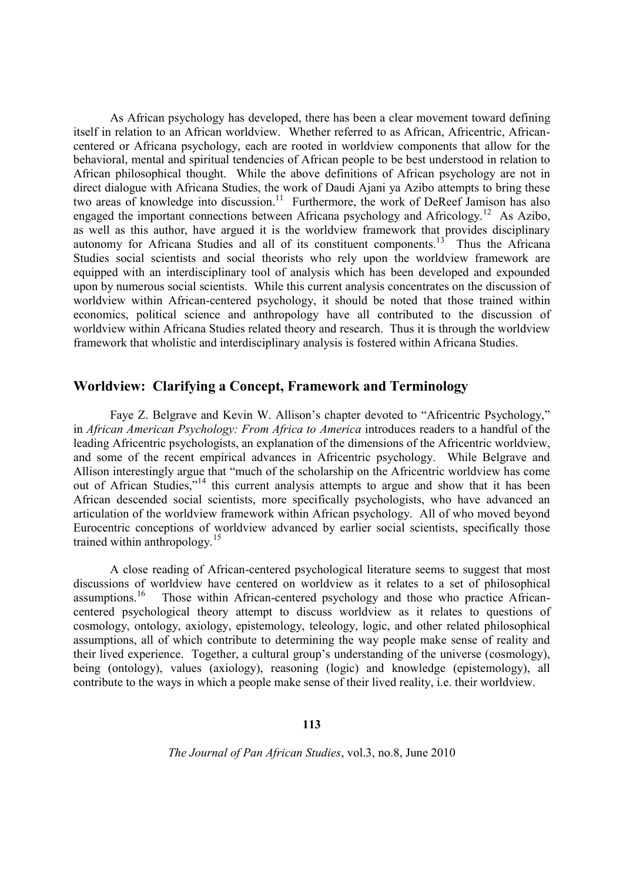As African psychology has developed, there has been a clear movement toward defining itself in relation to an African worldview. Whether referred to as African, Africentric, African-centered or Africana psychology, each are rooted in worldview components that allow for the behavioral, mental and spiritual tendencies of African people to be best understood in relation to African philosophical thought. While the above definitions of African psychology are not in direct dialogue with Africana Studies, the work of Daudi Ajani ya Azibo attempts to bring these two areas of knowledge into discussion.[11] Furthermore, the work of DeReef Jamison has also engaged the important connections between Africana psychology and Africology.[12] As Azibo, as well as this author, have argued it is the worldview framework that provides disciplinary autonomy for Africana Studies and all of its constituent components.[13] Thus the Africana Studies social scientists and social theorists who rely upon the worldview framework are equipped with an interdisciplinary tool of analysis which has been developed and expounded upon by numerous social scientists. While this current analysis concentrates on the discussion of worldview within African-centered psychology, it should be noted that those trained within economics, political science and anthropology have all contributed to the discussion of worldview within Africana Studies related theory and research. Thus it is through the worldview framework that wholistic and interdisciplinary analysis is fostered within Africana Studies.

## Worldview: Clarifying a Concept, Framework and Terminology

Faye Z. Belgrave and Kevin W. Allison's chapter devoted to "Africentric Psychology," in *African American Psychology: From Africa to America* introduces readers to a handful of the leading Africentric psychologists, an explanation of the dimensions of the Africentric worldview, and some of the recent empirical advances in Africentric psychology. While Belgrave and Allison interestingly argue that "much of the scholarship on the Africentric worldview has come out of African Studies,"[14] this current analysis attempts to argue and show that it has been African descended social scientists, more specifically psychologists, who have advanced an articulation of the worldview framework within African psychology. All of who moved beyond Eurocentric conceptions of worldview advanced by earlier social scientists, specifically those trained within anthropology.[15]

A close reading of African-centered psychological literature seems to suggest that most discussions of worldview have centered on worldview as it relates to a set of philosophical assumptions.[16] Those within African-centered psychology and those who practice African-centered psychological theory attempt to discuss worldview as it relates to questions of cosmology, ontology, axiology, epistemology, teleology, logic, and other related philosophical assumptions, all of which contribute to determining the way people make sense of reality and their lived experience. Together, a cultural group's understanding of the universe (cosmology), being (ontology), values (axiology), reasoning (logic) and knowledge (epistemology), all contribute to the ways in which a people make sense of their lived reality, i.e. their worldview.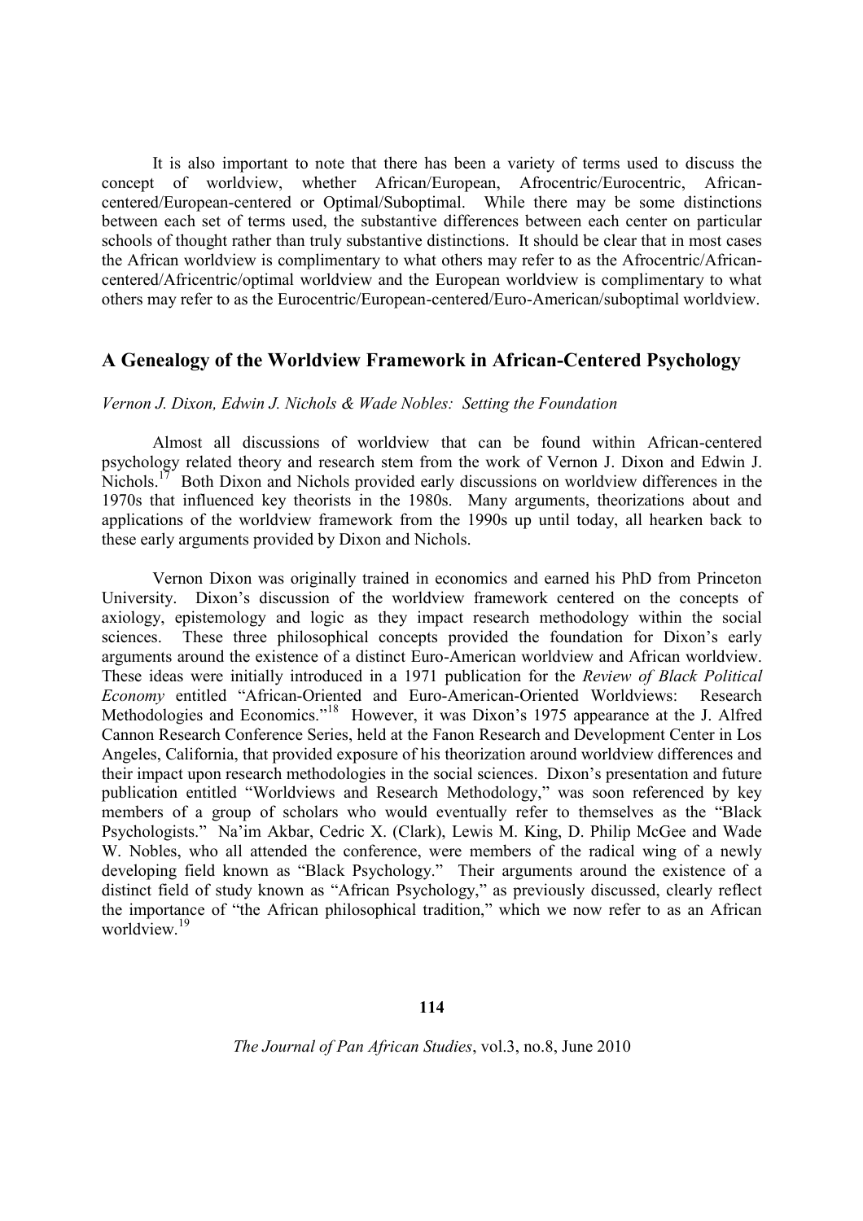It is also important to note that there has been a variety of terms used to discuss the concept of worldview, whether African/European, Afrocentric/Eurocentric, African-centered/European-centered or Optimal/Suboptimal. While there may be some distinctions between each set of terms used, the substantive differences between each center on particular schools of thought rather than truly substantive distinctions. It should be clear that in most cases the African worldview is complimentary to what others may refer to as the Afrocentric/African-centered/Africentric/optimal worldview and the European worldview is complimentary to what others may refer to as the Eurocentric/European-centered/Euro-American/suboptimal worldview.

## A Genealogy of the Worldview Framework in African-Centered Psychology

*Vernon J. Dixon, Edwin J. Nichols & Wade Nobles: Setting the Foundation*

Almost all discussions of worldview that can be found within African-centered psychology related theory and research stem from the work of Vernon J. Dixon and Edwin J. Nichols.[17] Both Dixon and Nichols provided early discussions on worldview differences in the 1970s that influenced key theorists in the 1980s. Many arguments, theorizations about and applications of the worldview framework from the 1990s up until today, all hearken back to these early arguments provided by Dixon and Nichols.

Vernon Dixon was originally trained in economics and earned his PhD from Princeton University. Dixon's discussion of the worldview framework centered on the concepts of axiology, epistemology and logic as they impact research methodology within the social sciences. These three philosophical concepts provided the foundation for Dixon's early arguments around the existence of a distinct Euro-American worldview and African worldview. These ideas were initially introduced in a 1971 publication for the *Review of Black Political Economy* entitled "African-Oriented and Euro-American-Oriented Worldviews: Research Methodologies and Economics."[18] However, it was Dixon's 1975 appearance at the J. Alfred Cannon Research Conference Series, held at the Fanon Research and Development Center in Los Angeles, California, that provided exposure of his theorization around worldview differences and their impact upon research methodologies in the social sciences. Dixon's presentation and future publication entitled "Worldviews and Research Methodology," was soon referenced by key members of a group of scholars who would eventually refer to themselves as the "Black Psychologists." Na'im Akbar, Cedric X. (Clark), Lewis M. King, D. Philip McGee and Wade W. Nobles, who all attended the conference, were members of the radical wing of a newly developing field known as "Black Psychology." Their arguments around the existence of a distinct field of study known as "African Psychology," as previously discussed, clearly reflect the importance of "the African philosophical tradition," which we now refer to as an African worldview.[19]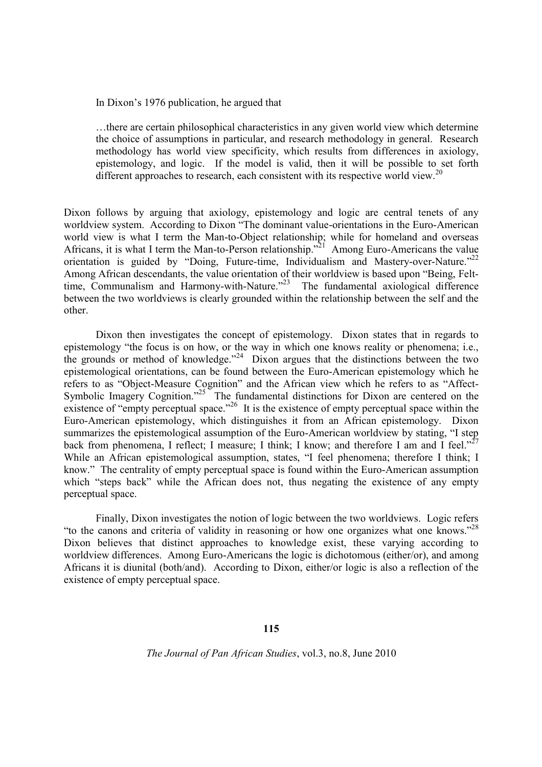In Dixon's 1976 publication, he argued that

> …there are certain philosophical characteristics in any given world view which determine the choice of assumptions in particular, and research methodology in general. Research methodology has world view specificity, which results from differences in axiology, epistemology, and logic. If the model is valid, then it will be possible to set forth different approaches to research, each consistent with its respective world view.[20]

Dixon follows by arguing that axiology, epistemology and logic are central tenets of any worldview system. According to Dixon "The dominant value-orientations in the Euro-American world view is what I term the Man-to-Object relationship; while for homeland and overseas Africans, it is what I term the Man-to-Person relationship."[21] Among Euro-Americans the value orientation is guided by "Doing, Future-time, Individualism and Mastery-over-Nature."[22] Among African descendants, the value orientation of their worldview is based upon "Being, Felt-time, Communalism and Harmony-with-Nature."[23] The fundamental axiological difference between the two worldviews is clearly grounded within the relationship between the self and the other.

Dixon then investigates the concept of epistemology. Dixon states that in regards to epistemology "the focus is on how, or the way in which one knows reality or phenomena; i.e., the grounds or method of knowledge."[24] Dixon argues that the distinctions between the two epistemological orientations, can be found between the Euro-American epistemology which he refers to as "Object-Measure Cognition" and the African view which he refers to as "Affect-Symbolic Imagery Cognition."[25] The fundamental distinctions for Dixon are centered on the existence of "empty perceptual space."[26] It is the existence of empty perceptual space within the Euro-American epistemology, which distinguishes it from an African epistemology. Dixon summarizes the epistemological assumption of the Euro-American worldview by stating, "I step back from phenomena, I reflect; I measure; I think; I know; and therefore I am and I feel."[27] While an African epistemological assumption, states, "I feel phenomena; therefore I think; I know." The centrality of empty perceptual space is found within the Euro-American assumption which "steps back" while the African does not, thus negating the existence of any empty perceptual space.

Finally, Dixon investigates the notion of logic between the two worldviews. Logic refers "to the canons and criteria of validity in reasoning or how one organizes what one knows."[28] Dixon believes that distinct approaches to knowledge exist, these varying according to worldview differences. Among Euro-Americans the logic is dichotomous (either/or), and among Africans it is diunital (both/and). According to Dixon, either/or logic is also a reflection of the existence of empty perceptual space.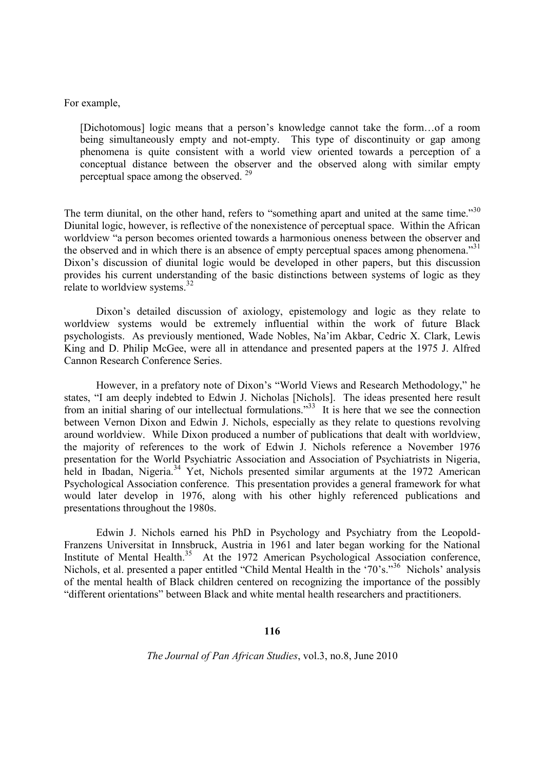For example,

> [Dichotomous] logic means that a person's knowledge cannot take the form…of a room being simultaneously empty and not-empty. This type of discontinuity or gap among phenomena is quite consistent with a world view oriented towards a perception of a conceptual distance between the observer and the observed along with similar empty perceptual space among the observed. [29]

The term diunital, on the other hand, refers to "something apart and united at the same time."[30] Diunital logic, however, is reflective of the nonexistence of perceptual space. Within the African worldview "a person becomes oriented towards a harmonious oneness between the observer and the observed and in which there is an absence of empty perceptual spaces among phenomena."[31] Dixon's discussion of diunital logic would be developed in other papers, but this discussion provides his current understanding of the basic distinctions between systems of logic as they relate to worldview systems.[32]

Dixon's detailed discussion of axiology, epistemology and logic as they relate to worldview systems would be extremely influential within the work of future Black psychologists. As previously mentioned, Wade Nobles, Na'im Akbar, Cedric X. Clark, Lewis King and D. Philip McGee, were all in attendance and presented papers at the 1975 J. Alfred Cannon Research Conference Series.

However, in a prefatory note of Dixon's "World Views and Research Methodology," he states, "I am deeply indebted to Edwin J. Nicholas [Nichols]. The ideas presented here result from an initial sharing of our intellectual formulations."[33] It is here that we see the connection between Vernon Dixon and Edwin J. Nichols, especially as they relate to questions revolving around worldview. While Dixon produced a number of publications that dealt with worldview, the majority of references to the work of Edwin J. Nichols reference a November 1976 presentation for the World Psychiatric Association and Association of Psychiatrists in Nigeria, held in Ibadan, Nigeria.[34] Yet, Nichols presented similar arguments at the 1972 American Psychological Association conference. This presentation provides a general framework for what would later develop in 1976, along with his other highly referenced publications and presentations throughout the 1980s.

Edwin J. Nichols earned his PhD in Psychology and Psychiatry from the Leopold-Franzens Universitat in Innsbruck, Austria in 1961 and later began working for the National Institute of Mental Health.[35] At the 1972 American Psychological Association conference, Nichols, et al. presented a paper entitled "Child Mental Health in the '70's."[36] Nichols' analysis of the mental health of Black children centered on recognizing the importance of the possibly "different orientations" between Black and white mental health researchers and practitioners.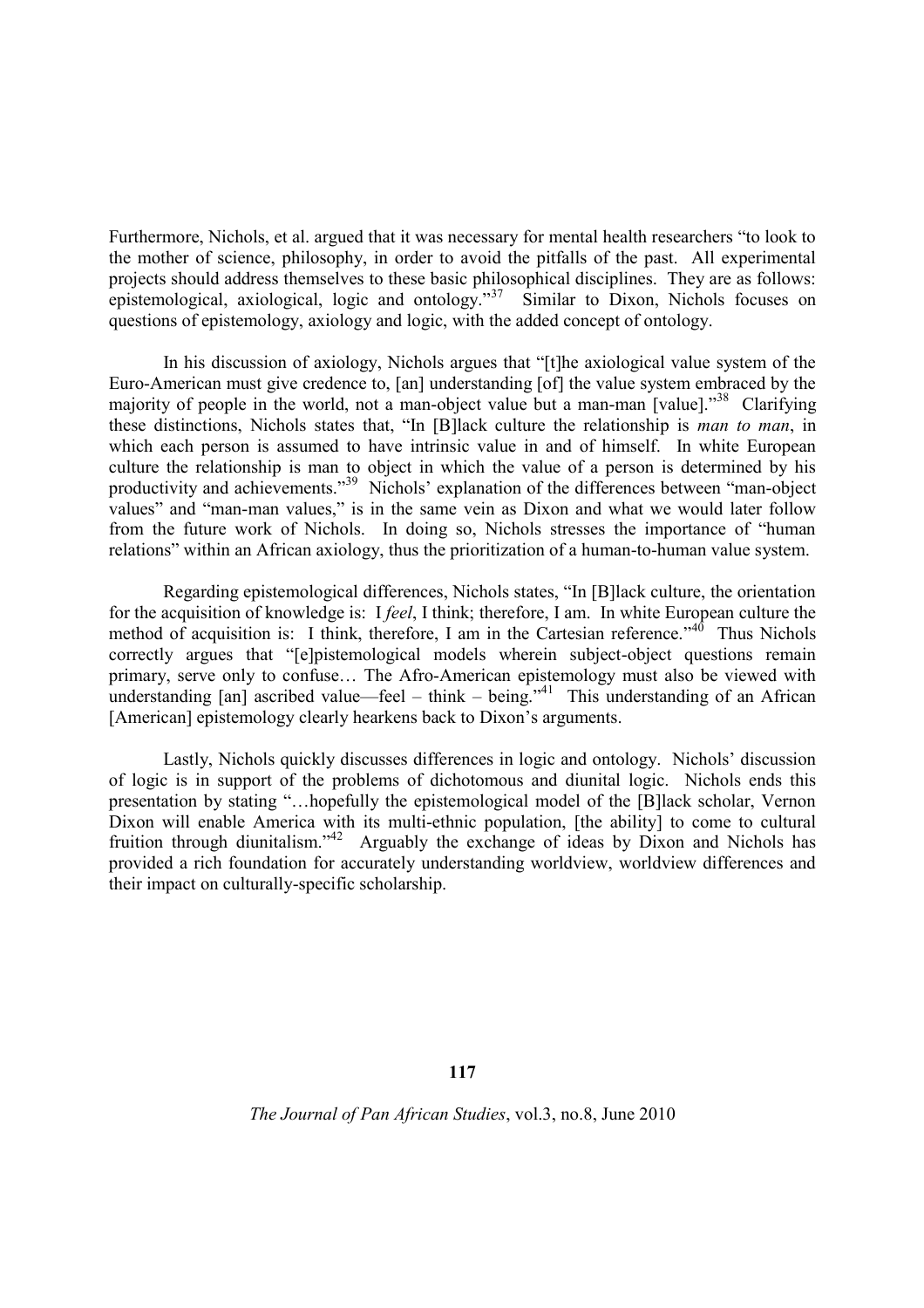Furthermore, Nichols, et al. argued that it was necessary for mental health researchers "to look to the mother of science, philosophy, in order to avoid the pitfalls of the past. All experimental projects should address themselves to these basic philosophical disciplines. They are as follows: epistemological, axiological, logic and ontology."[37] Similar to Dixon, Nichols focuses on questions of epistemology, axiology and logic, with the added concept of ontology.

In his discussion of axiology, Nichols argues that "[t]he axiological value system of the Euro-American must give credence to, [an] understanding [of] the value system embraced by the majority of people in the world, not a man-object value but a man-man [value]."[38] Clarifying these distinctions, Nichols states that, "In [B]lack culture the relationship is *man to man*, in which each person is assumed to have intrinsic value in and of himself. In white European culture the relationship is man to object in which the value of a person is determined by his productivity and achievements."[39] Nichols' explanation of the differences between "man-object values" and "man-man values," is in the same vein as Dixon and what we would later follow from the future work of Nichols. In doing so, Nichols stresses the importance of "human relations" within an African axiology, thus the prioritization of a human-to-human value system.

Regarding epistemological differences, Nichols states, "In [B]lack culture, the orientation for the acquisition of knowledge is: I *feel*, I think; therefore, I am. In white European culture the method of acquisition is: I think, therefore, I am in the Cartesian reference."[40] Thus Nichols correctly argues that "[e]pistemological models wherein subject-object questions remain primary, serve only to confuse… The Afro-American epistemology must also be viewed with understanding [an] ascribed value—feel – think – being."[41] This understanding of an African [American] epistemology clearly hearkens back to Dixon's arguments.

Lastly, Nichols quickly discusses differences in logic and ontology. Nichols' discussion of logic is in support of the problems of dichotomous and diunital logic. Nichols ends this presentation by stating "…hopefully the epistemological model of the [B]lack scholar, Vernon Dixon will enable America with its multi-ethnic population, [the ability] to come to cultural fruition through diunitalism."[42] Arguably the exchange of ideas by Dixon and Nichols has provided a rich foundation for accurately understanding worldview, worldview differences and their impact on culturally-specific scholarship.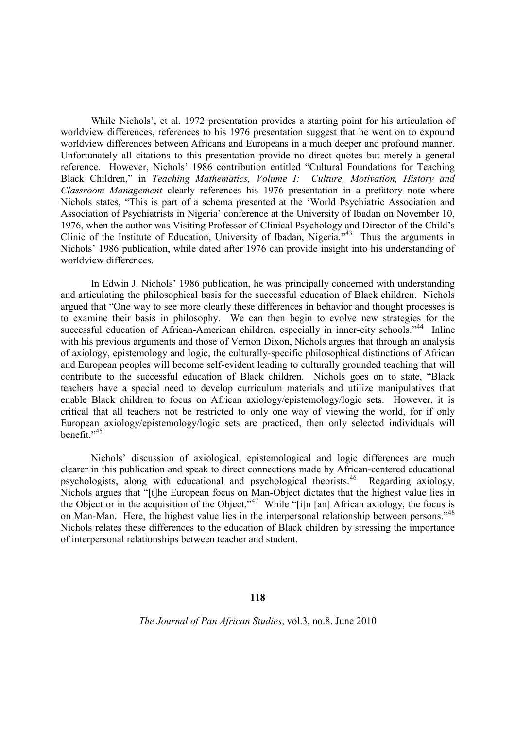While Nichols', et al. 1972 presentation provides a starting point for his articulation of worldview differences, references to his 1976 presentation suggest that he went on to expound worldview differences between Africans and Europeans in a much deeper and profound manner. Unfortunately all citations to this presentation provide no direct quotes but merely a general reference. However, Nichols' 1986 contribution entitled "Cultural Foundations for Teaching Black Children," in *Teaching Mathematics, Volume I: Culture, Motivation, History and Classroom Management* clearly references his 1976 presentation in a prefatory note where Nichols states, "This is part of a schema presented at the 'World Psychiatric Association and Association of Psychiatrists in Nigeria' conference at the University of Ibadan on November 10, 1976, when the author was Visiting Professor of Clinical Psychology and Director of the Child's Clinic of the Institute of Education, University of Ibadan, Nigeria."[43] Thus the arguments in Nichols' 1986 publication, while dated after 1976 can provide insight into his understanding of worldview differences.

In Edwin J. Nichols' 1986 publication, he was principally concerned with understanding and articulating the philosophical basis for the successful education of Black children. Nichols argued that "One way to see more clearly these differences in behavior and thought processes is to examine their basis in philosophy. We can then begin to evolve new strategies for the successful education of African-American children, especially in inner-city schools."[44] Inline with his previous arguments and those of Vernon Dixon, Nichols argues that through an analysis of axiology, epistemology and logic, the culturally-specific philosophical distinctions of African and European peoples will become self-evident leading to culturally grounded teaching that will contribute to the successful education of Black children. Nichols goes on to state, "Black teachers have a special need to develop curriculum materials and utilize manipulatives that enable Black children to focus on African axiology/epistemology/logic sets. However, it is critical that all teachers not be restricted to only one way of viewing the world, for if only European axiology/epistemology/logic sets are practiced, then only selected individuals will benefit."[45]

Nichols' discussion of axiological, epistemological and logic differences are much clearer in this publication and speak to direct connections made by African-centered educational psychologists, along with educational and psychological theorists.[46] Regarding axiology, Nichols argues that "[t]he European focus on Man-Object dictates that the highest value lies in the Object or in the acquisition of the Object."[47] While "[i]n [an] African axiology, the focus is on Man-Man. Here, the highest value lies in the interpersonal relationship between persons."[48] Nichols relates these differences to the education of Black children by stressing the importance of interpersonal relationships between teacher and student.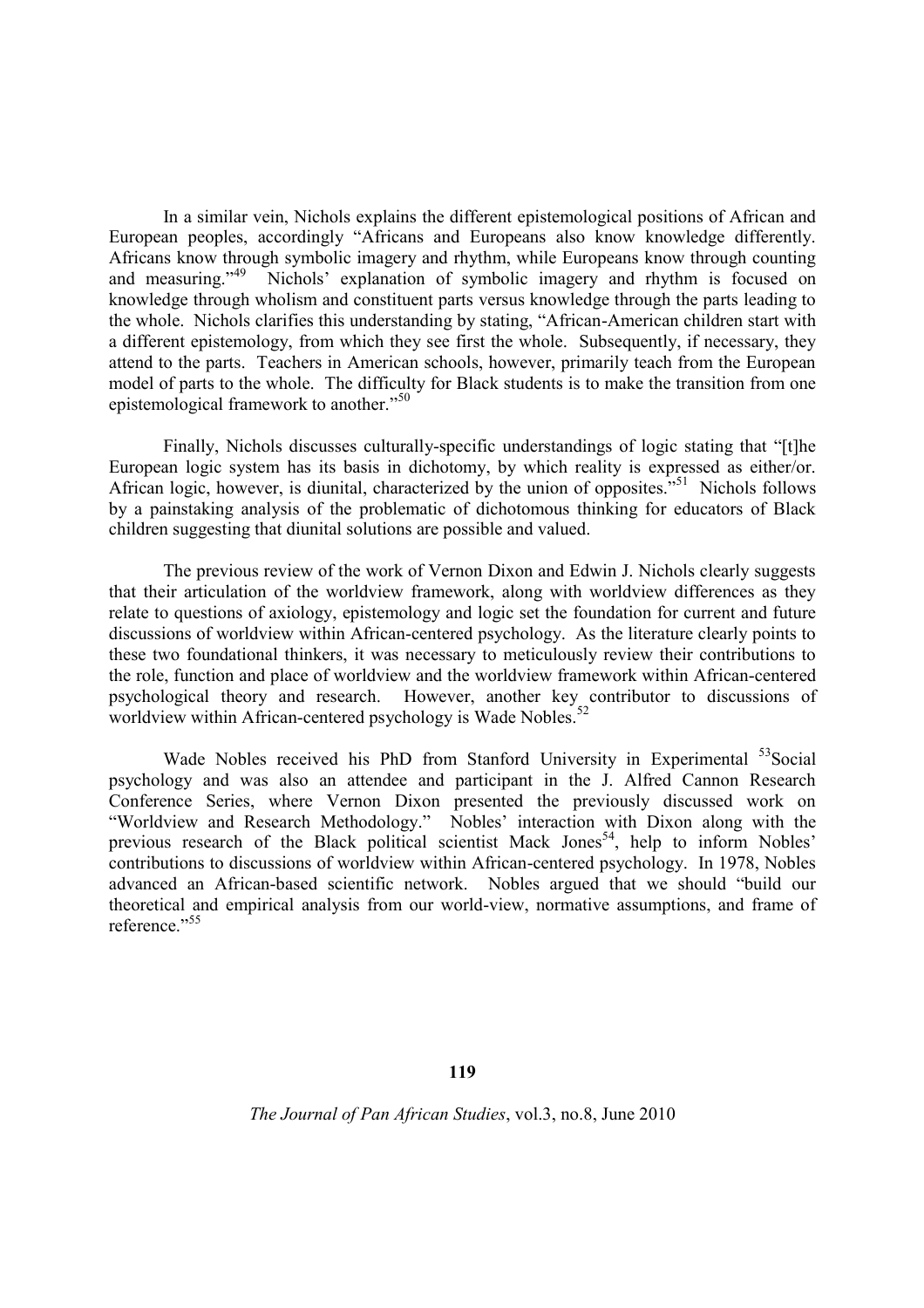In a similar vein, Nichols explains the different epistemological positions of African and European peoples, accordingly "Africans and Europeans also know knowledge differently. Africans know through symbolic imagery and rhythm, while Europeans know through counting and measuring."[49] Nichols' explanation of symbolic imagery and rhythm is focused on knowledge through wholism and constituent parts versus knowledge through the parts leading to the whole. Nichols clarifies this understanding by stating, "African-American children start with a different epistemology, from which they see first the whole. Subsequently, if necessary, they attend to the parts. Teachers in American schools, however, primarily teach from the European model of parts to the whole. The difficulty for Black students is to make the transition from one epistemological framework to another."[50]

Finally, Nichols discusses culturally-specific understandings of logic stating that "[t]he European logic system has its basis in dichotomy, by which reality is expressed as either/or. African logic, however, is diunital, characterized by the union of opposites."[51] Nichols follows by a painstaking analysis of the problematic of dichotomous thinking for educators of Black children suggesting that diunital solutions are possible and valued.

The previous review of the work of Vernon Dixon and Edwin J. Nichols clearly suggests that their articulation of the worldview framework, along with worldview differences as they relate to questions of axiology, epistemology and logic set the foundation for current and future discussions of worldview within African-centered psychology. As the literature clearly points to these two foundational thinkers, it was necessary to meticulously review their contributions to the role, function and place of worldview and the worldview framework within African-centered psychological theory and research. However, another key contributor to discussions of worldview within African-centered psychology is Wade Nobles.[52]

Wade Nobles received his PhD from Stanford University in Experimental [53]Social psychology and was also an attendee and participant in the J. Alfred Cannon Research Conference Series, where Vernon Dixon presented the previously discussed work on "Worldview and Research Methodology." Nobles' interaction with Dixon along with the previous research of the Black political scientist Mack Jones[54], help to inform Nobles' contributions to discussions of worldview within African-centered psychology. In 1978, Nobles advanced an African-based scientific network. Nobles argued that we should "build our theoretical and empirical analysis from our world-view, normative assumptions, and frame of reference."[55]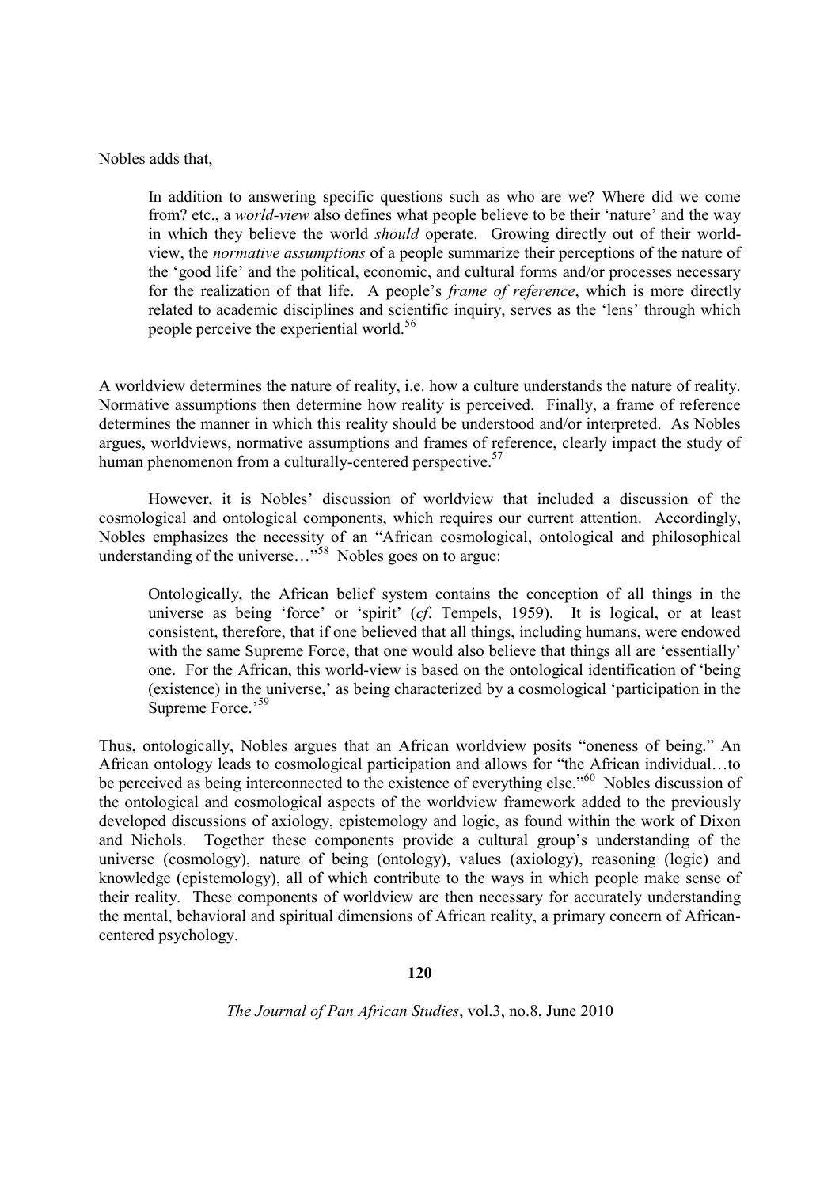Nobles adds that,

> In addition to answering specific questions such as who are we? Where did we come from? etc., a *world-view* also defines what people believe to be their 'nature' and the way in which they believe the world *should* operate. Growing directly out of their world-view, the *normative assumptions* of a people summarize their perceptions of the nature of the 'good life' and the political, economic, and cultural forms and/or processes necessary for the realization of that life. A people's *frame of reference*, which is more directly related to academic disciplines and scientific inquiry, serves as the 'lens' through which people perceive the experiential world.[56]

A worldview determines the nature of reality, i.e. how a culture understands the nature of reality. Normative assumptions then determine how reality is perceived. Finally, a frame of reference determines the manner in which this reality should be understood and/or interpreted. As Nobles argues, worldviews, normative assumptions and frames of reference, clearly impact the study of human phenomenon from a culturally-centered perspective.[57]

However, it is Nobles' discussion of worldview that included a discussion of the cosmological and ontological components, which requires our current attention. Accordingly, Nobles emphasizes the necessity of an "African cosmological, ontological and philosophical understanding of the universe…"[58] Nobles goes on to argue:

> Ontologically, the African belief system contains the conception of all things in the universe as being 'force' or 'spirit' (*cf*. Tempels, 1959). It is logical, or at least consistent, therefore, that if one believed that all things, including humans, were endowed with the same Supreme Force, that one would also believe that things all are 'essentially' one. For the African, this world-view is based on the ontological identification of 'being (existence) in the universe,' as being characterized by a cosmological 'participation in the Supreme Force.'[59]

Thus, ontologically, Nobles argues that an African worldview posits "oneness of being." An African ontology leads to cosmological participation and allows for "the African individual…to be perceived as being interconnected to the existence of everything else."[60] Nobles discussion of the ontological and cosmological aspects of the worldview framework added to the previously developed discussions of axiology, epistemology and logic, as found within the work of Dixon and Nichols. Together these components provide a cultural group's understanding of the universe (cosmology), nature of being (ontology), values (axiology), reasoning (logic) and knowledge (epistemology), all of which contribute to the ways in which people make sense of their reality. These components of worldview are then necessary for accurately understanding the mental, behavioral and spiritual dimensions of African reality, a primary concern of African-centered psychology.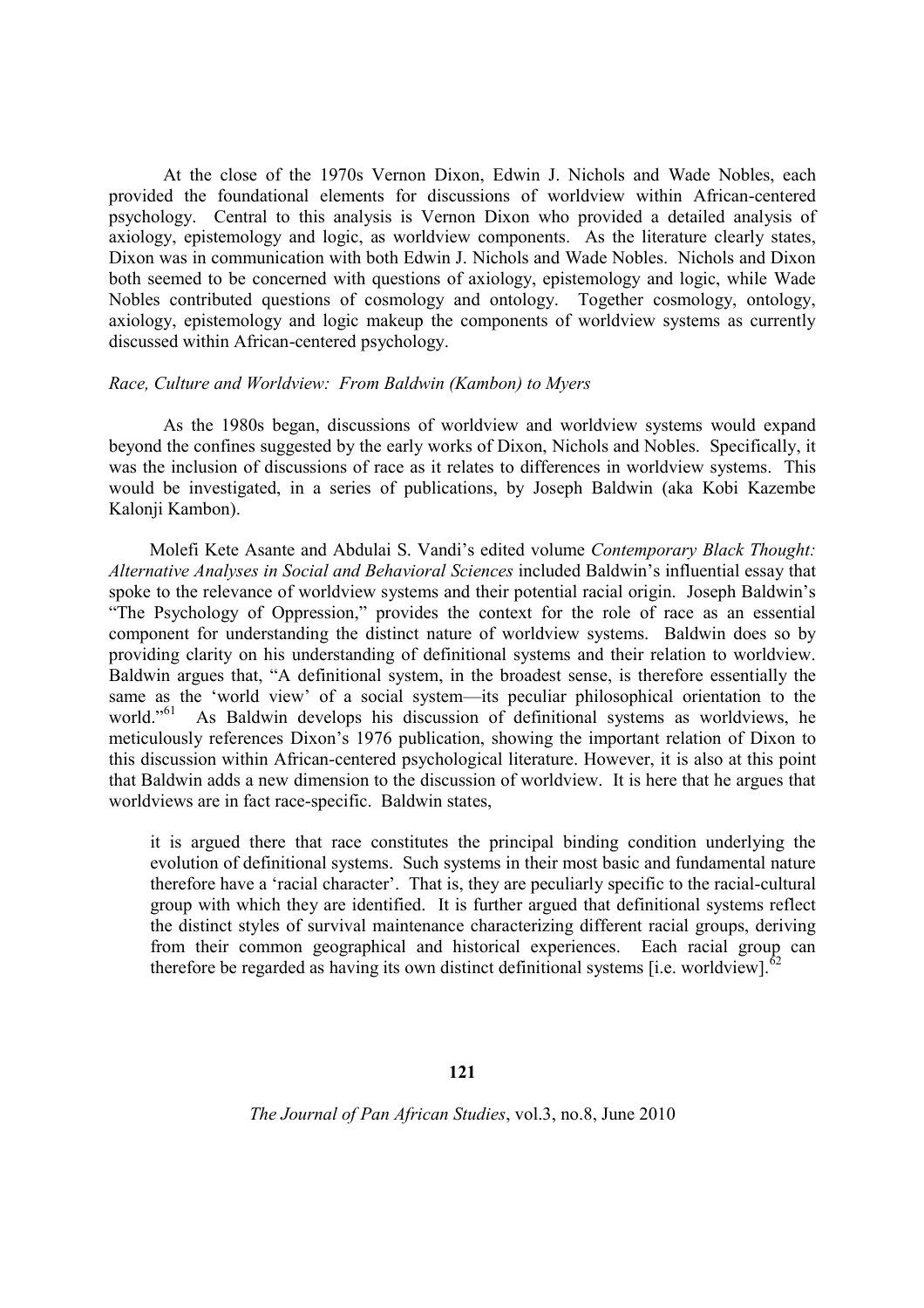At the close of the 1970s Vernon Dixon, Edwin J. Nichols and Wade Nobles, each provided the foundational elements for discussions of worldview within African-centered psychology. Central to this analysis is Vernon Dixon who provided a detailed analysis of axiology, epistemology and logic, as worldview components. As the literature clearly states, Dixon was in communication with both Edwin J. Nichols and Wade Nobles. Nichols and Dixon both seemed to be concerned with questions of axiology, epistemology and logic, while Wade Nobles contributed questions of cosmology and ontology. Together cosmology, ontology, axiology, epistemology and logic makeup the components of worldview systems as currently discussed within African-centered psychology.

*Race, Culture and Worldview: From Baldwin (Kambon) to Myers*

As the 1980s began, discussions of worldview and worldview systems would expand beyond the confines suggested by the early works of Dixon, Nichols and Nobles. Specifically, it was the inclusion of discussions of race as it relates to differences in worldview systems. This would be investigated, in a series of publications, by Joseph Baldwin (aka Kobi Kazembe Kalonji Kambon).

Molefi Kete Asante and Abdulai S. Vandi's edited volume *Contemporary Black Thought: Alternative Analyses in Social and Behavioral Sciences* included Baldwin's influential essay that spoke to the relevance of worldview systems and their potential racial origin. Joseph Baldwin's "The Psychology of Oppression," provides the context for the role of race as an essential component for understanding the distinct nature of worldview systems. Baldwin does so by providing clarity on his understanding of definitional systems and their relation to worldview. Baldwin argues that, "A definitional system, in the broadest sense, is therefore essentially the same as the 'world view' of a social system—its peculiar philosophical orientation to the world."[61] As Baldwin develops his discussion of definitional systems as worldviews, he meticulously references Dixon's 1976 publication, showing the important relation of Dixon to this discussion within African-centered psychological literature. However, it is also at this point that Baldwin adds a new dimension to the discussion of worldview. It is here that he argues that worldviews are in fact race-specific. Baldwin states,

> it is argued there that race constitutes the principal binding condition underlying the evolution of definitional systems. Such systems in their most basic and fundamental nature therefore have a 'racial character'. That is, they are peculiarly specific to the racial-cultural group with which they are identified. It is further argued that definitional systems reflect the distinct styles of survival maintenance characterizing different racial groups, deriving from their common geographical and historical experiences. Each racial group can therefore be regarded as having its own distinct definitional systems [i.e. worldview].[62]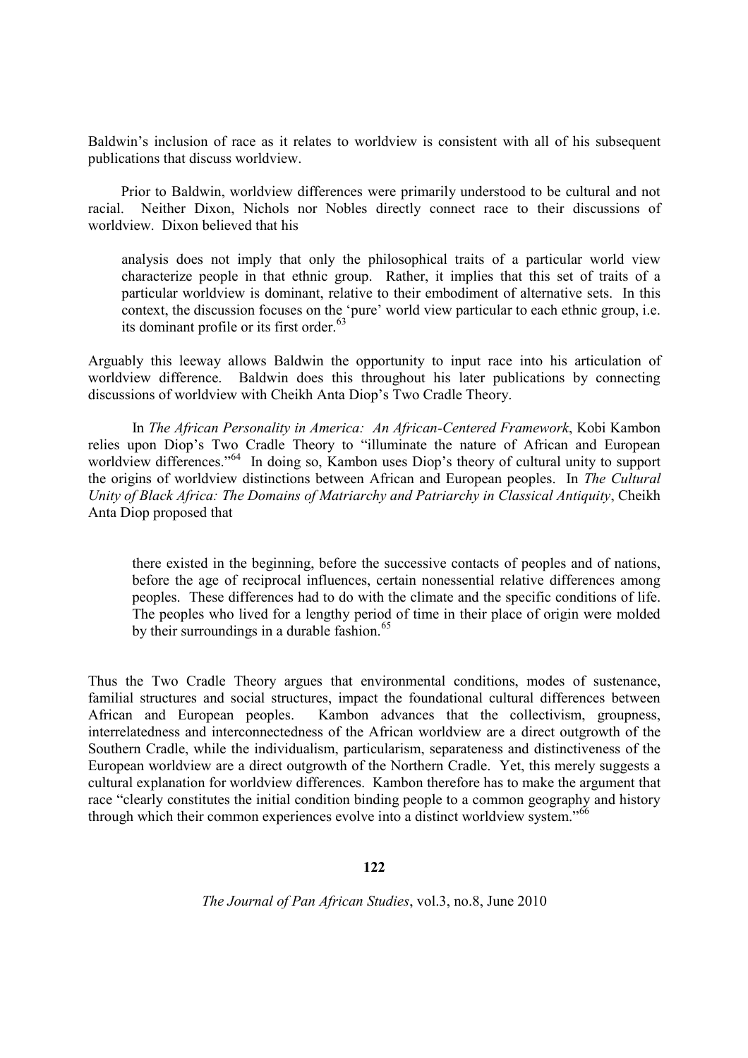Baldwin's inclusion of race as it relates to worldview is consistent with all of his subsequent publications that discuss worldview.

Prior to Baldwin, worldview differences were primarily understood to be cultural and not racial. Neither Dixon, Nichols nor Nobles directly connect race to their discussions of worldview. Dixon believed that his

> analysis does not imply that only the philosophical traits of a particular world view characterize people in that ethnic group. Rather, it implies that this set of traits of a particular worldview is dominant, relative to their embodiment of alternative sets. In this context, the discussion focuses on the 'pure' world view particular to each ethnic group, i.e. its dominant profile or its first order.[63]

Arguably this leeway allows Baldwin the opportunity to input race into his articulation of worldview difference. Baldwin does this throughout his later publications by connecting discussions of worldview with Cheikh Anta Diop's Two Cradle Theory.

In *The African Personality in America: An African-Centered Framework*, Kobi Kambon relies upon Diop's Two Cradle Theory to "illuminate the nature of African and European worldview differences."[64] In doing so, Kambon uses Diop's theory of cultural unity to support the origins of worldview distinctions between African and European peoples. In *The Cultural Unity of Black Africa: The Domains of Matriarchy and Patriarchy in Classical Antiquity*, Cheikh Anta Diop proposed that

> there existed in the beginning, before the successive contacts of peoples and of nations, before the age of reciprocal influences, certain nonessential relative differences among peoples. These differences had to do with the climate and the specific conditions of life. The peoples who lived for a lengthy period of time in their place of origin were molded by their surroundings in a durable fashion.[65]

Thus the Two Cradle Theory argues that environmental conditions, modes of sustenance, familial structures and social structures, impact the foundational cultural differences between African and European peoples. Kambon advances that the collectivism, groupness, interrelatedness and interconnectedness of the African worldview are a direct outgrowth of the Southern Cradle, while the individualism, particularism, separateness and distinctiveness of the European worldview are a direct outgrowth of the Northern Cradle. Yet, this merely suggests a cultural explanation for worldview differences. Kambon therefore has to make the argument that race "clearly constitutes the initial condition binding people to a common geography and history through which their common experiences evolve into a distinct worldview system."[66]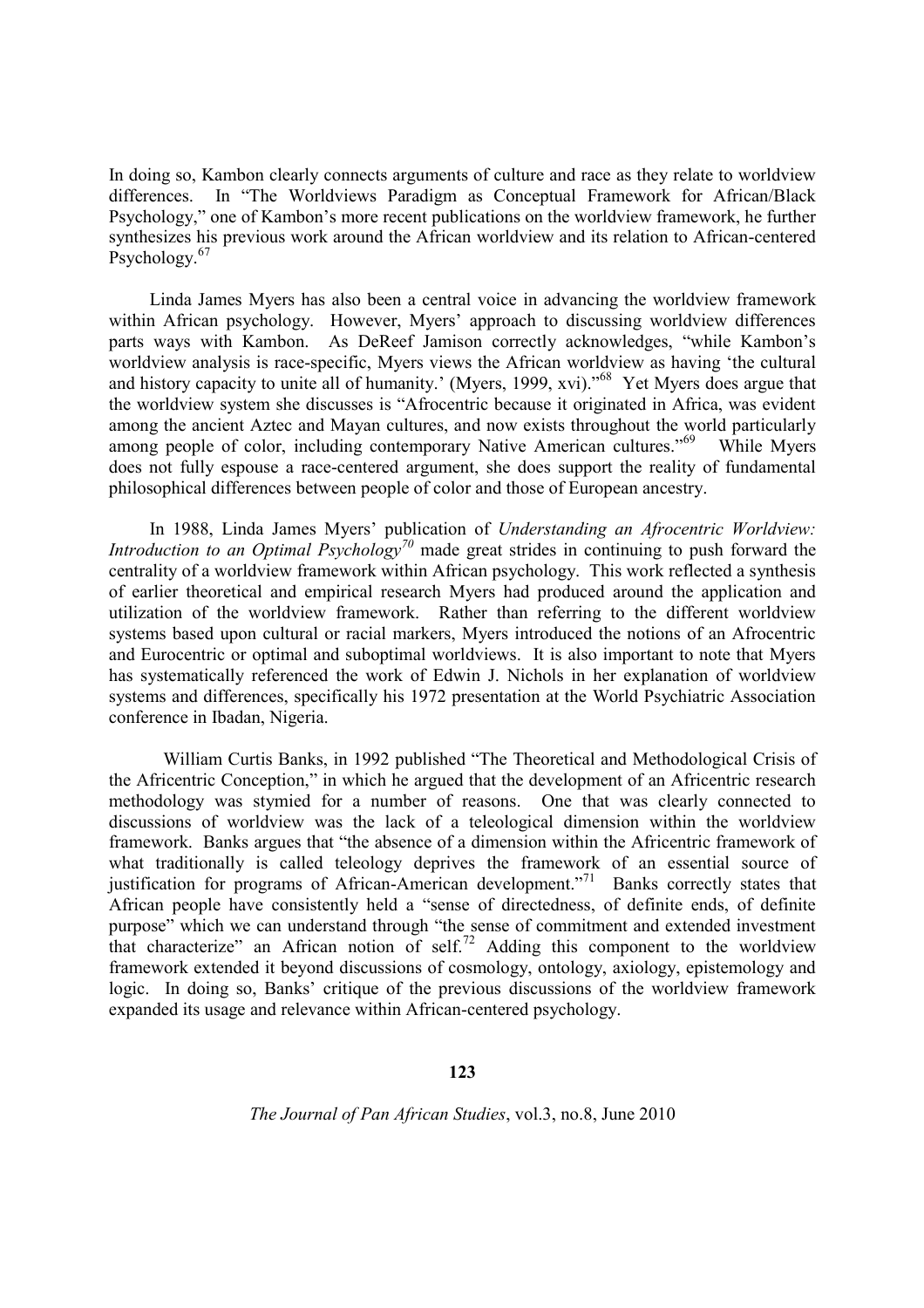In doing so, Kambon clearly connects arguments of culture and race as they relate to worldview differences. In "The Worldviews Paradigm as Conceptual Framework for African/Black Psychology," one of Kambon's more recent publications on the worldview framework, he further synthesizes his previous work around the African worldview and its relation to African-centered Psychology.[67]

Linda James Myers has also been a central voice in advancing the worldview framework within African psychology. However, Myers' approach to discussing worldview differences parts ways with Kambon. As DeReef Jamison correctly acknowledges, "while Kambon's worldview analysis is race-specific, Myers views the African worldview as having 'the cultural and history capacity to unite all of humanity.' (Myers, 1999, xvi)."[68] Yet Myers does argue that the worldview system she discusses is "Afrocentric because it originated in Africa, was evident among the ancient Aztec and Mayan cultures, and now exists throughout the world particularly among people of color, including contemporary Native American cultures."[69] While Myers does not fully espouse a race-centered argument, she does support the reality of fundamental philosophical differences between people of color and those of European ancestry.

In 1988, Linda James Myers' publication of *Understanding an Afrocentric Worldview: Introduction to an Optimal Psychology*[70] made great strides in continuing to push forward the centrality of a worldview framework within African psychology. This work reflected a synthesis of earlier theoretical and empirical research Myers had produced around the application and utilization of the worldview framework. Rather than referring to the different worldview systems based upon cultural or racial markers, Myers introduced the notions of an Afrocentric and Eurocentric or optimal and suboptimal worldviews. It is also important to note that Myers has systematically referenced the work of Edwin J. Nichols in her explanation of worldview systems and differences, specifically his 1972 presentation at the World Psychiatric Association conference in Ibadan, Nigeria.

William Curtis Banks, in 1992 published "The Theoretical and Methodological Crisis of the Africentric Conception," in which he argued that the development of an Africentric research methodology was stymied for a number of reasons. One that was clearly connected to discussions of worldview was the lack of a teleological dimension within the worldview framework. Banks argues that "the absence of a dimension within the Africentric framework of what traditionally is called teleology deprives the framework of an essential source of justification for programs of African-American development."[71] Banks correctly states that African people have consistently held a "sense of directedness, of definite ends, of definite purpose" which we can understand through "the sense of commitment and extended investment that characterize" an African notion of self.[72] Adding this component to the worldview framework extended it beyond discussions of cosmology, ontology, axiology, epistemology and logic. In doing so, Banks' critique of the previous discussions of the worldview framework expanded its usage and relevance within African-centered psychology.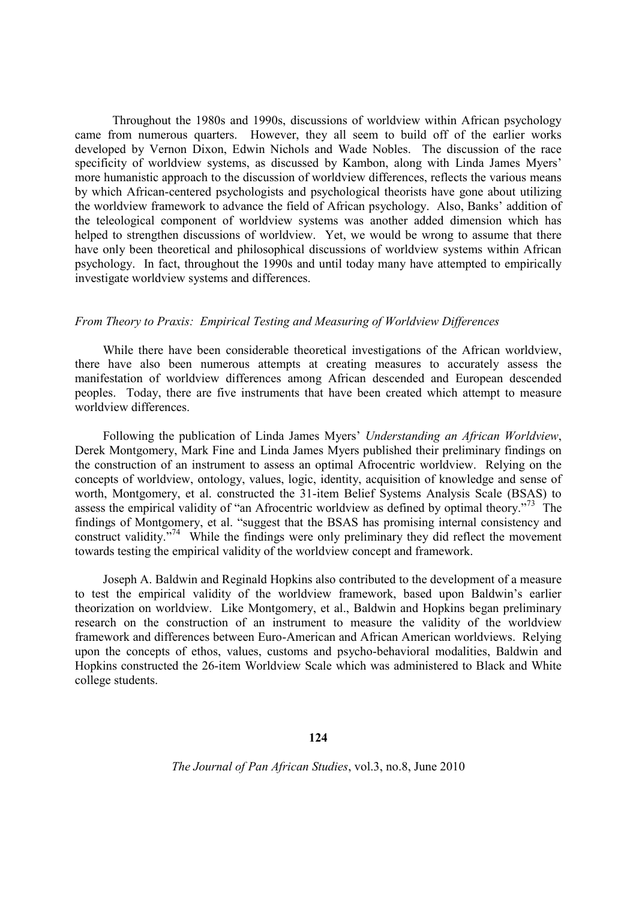Throughout the 1980s and 1990s, discussions of worldview within African psychology came from numerous quarters. However, they all seem to build off of the earlier works developed by Vernon Dixon, Edwin Nichols and Wade Nobles. The discussion of the race specificity of worldview systems, as discussed by Kambon, along with Linda James Myers' more humanistic approach to the discussion of worldview differences, reflects the various means by which African-centered psychologists and psychological theorists have gone about utilizing the worldview framework to advance the field of African psychology. Also, Banks' addition of the teleological component of worldview systems was another added dimension which has helped to strengthen discussions of worldview. Yet, we would be wrong to assume that there have only been theoretical and philosophical discussions of worldview systems within African psychology. In fact, throughout the 1990s and until today many have attempted to empirically investigate worldview systems and differences.

### *From Theory to Praxis: Empirical Testing and Measuring of Worldview Differences*

While there have been considerable theoretical investigations of the African worldview, there have also been numerous attempts at creating measures to accurately assess the manifestation of worldview differences among African descended and European descended peoples. Today, there are five instruments that have been created which attempt to measure worldview differences.

Following the publication of Linda James Myers' *Understanding an African Worldview*, Derek Montgomery, Mark Fine and Linda James Myers published their preliminary findings on the construction of an instrument to assess an optimal Afrocentric worldview. Relying on the concepts of worldview, ontology, values, logic, identity, acquisition of knowledge and sense of worth, Montgomery, et al. constructed the 31-item Belief Systems Analysis Scale (BSAS) to assess the empirical validity of "an Afrocentric worldview as defined by optimal theory."[73] The findings of Montgomery, et al. "suggest that the BSAS has promising internal consistency and construct validity."[74] While the findings were only preliminary they did reflect the movement towards testing the empirical validity of the worldview concept and framework.

Joseph A. Baldwin and Reginald Hopkins also contributed to the development of a measure to test the empirical validity of the worldview framework, based upon Baldwin's earlier theorization on worldview. Like Montgomery, et al., Baldwin and Hopkins began preliminary research on the construction of an instrument to measure the validity of the worldview framework and differences between Euro-American and African American worldviews. Relying upon the concepts of ethos, values, customs and psycho-behavioral modalities, Baldwin and Hopkins constructed the 26-item Worldview Scale which was administered to Black and White college students.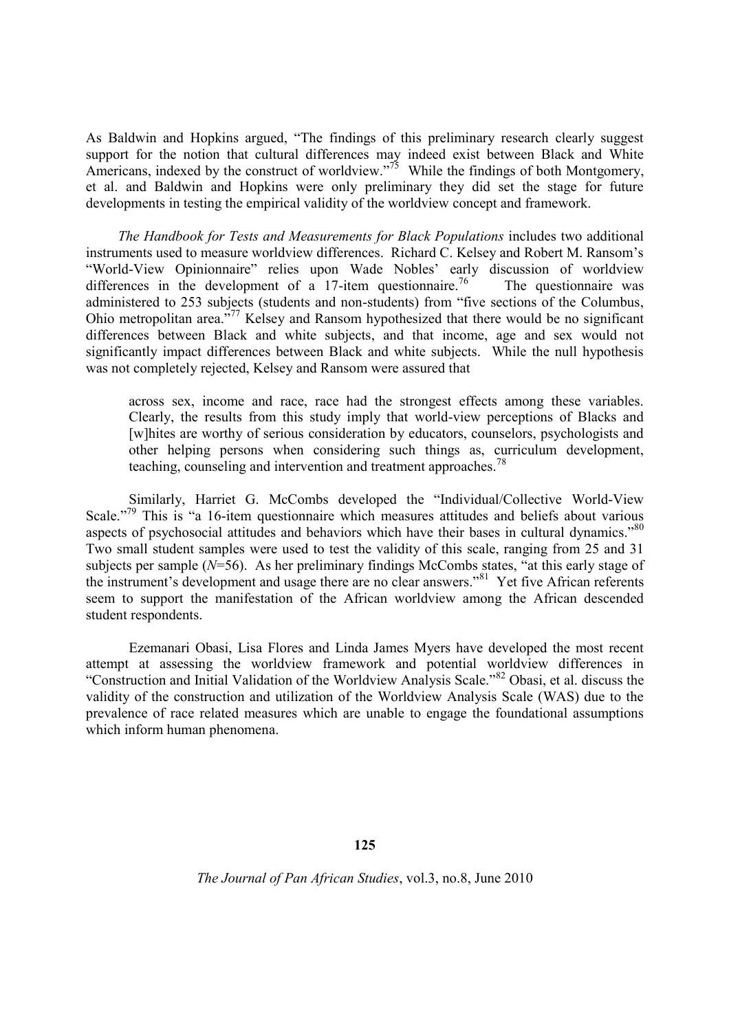As Baldwin and Hopkins argued, "The findings of this preliminary research clearly suggest support for the notion that cultural differences may indeed exist between Black and White Americans, indexed by the construct of worldview."[75] While the findings of both Montgomery, et al. and Baldwin and Hopkins were only preliminary they did set the stage for future developments in testing the empirical validity of the worldview concept and framework.

*The Handbook for Tests and Measurements for Black Populations* includes two additional instruments used to measure worldview differences. Richard C. Kelsey and Robert M. Ransom's "World-View Opinionnaire" relies upon Wade Nobles' early discussion of worldview differences in the development of a 17-item questionnaire.[76] The questionnaire was administered to 253 subjects (students and non-students) from "five sections of the Columbus, Ohio metropolitan area."[77] Kelsey and Ransom hypothesized that there would be no significant differences between Black and white subjects, and that income, age and sex would not significantly impact differences between Black and white subjects. While the null hypothesis was not completely rejected, Kelsey and Ransom were assured that

> across sex, income and race, race had the strongest effects among these variables. Clearly, the results from this study imply that world-view perceptions of Blacks and [w]hites are worthy of serious consideration by educators, counselors, psychologists and other helping persons when considering such things as, curriculum development, teaching, counseling and intervention and treatment approaches.[78]

Similarly, Harriet G. McCombs developed the "Individual/Collective World-View Scale."[79] This is "a 16-item questionnaire which measures attitudes and beliefs about various aspects of psychosocial attitudes and behaviors which have their bases in cultural dynamics."[80] Two small student samples were used to test the validity of this scale, ranging from 25 and 31 subjects per sample ($N$=56). As her preliminary findings McCombs states, "at this early stage of the instrument's development and usage there are no clear answers."[81] Yet five African referents seem to support the manifestation of the African worldview among the African descended student respondents.

Ezemanari Obasi, Lisa Flores and Linda James Myers have developed the most recent attempt at assessing the worldview framework and potential worldview differences in "Construction and Initial Validation of the Worldview Analysis Scale."[82] Obasi, et al. discuss the validity of the construction and utilization of the Worldview Analysis Scale (WAS) due to the prevalence of race related measures which are unable to engage the foundational assumptions which inform human phenomena.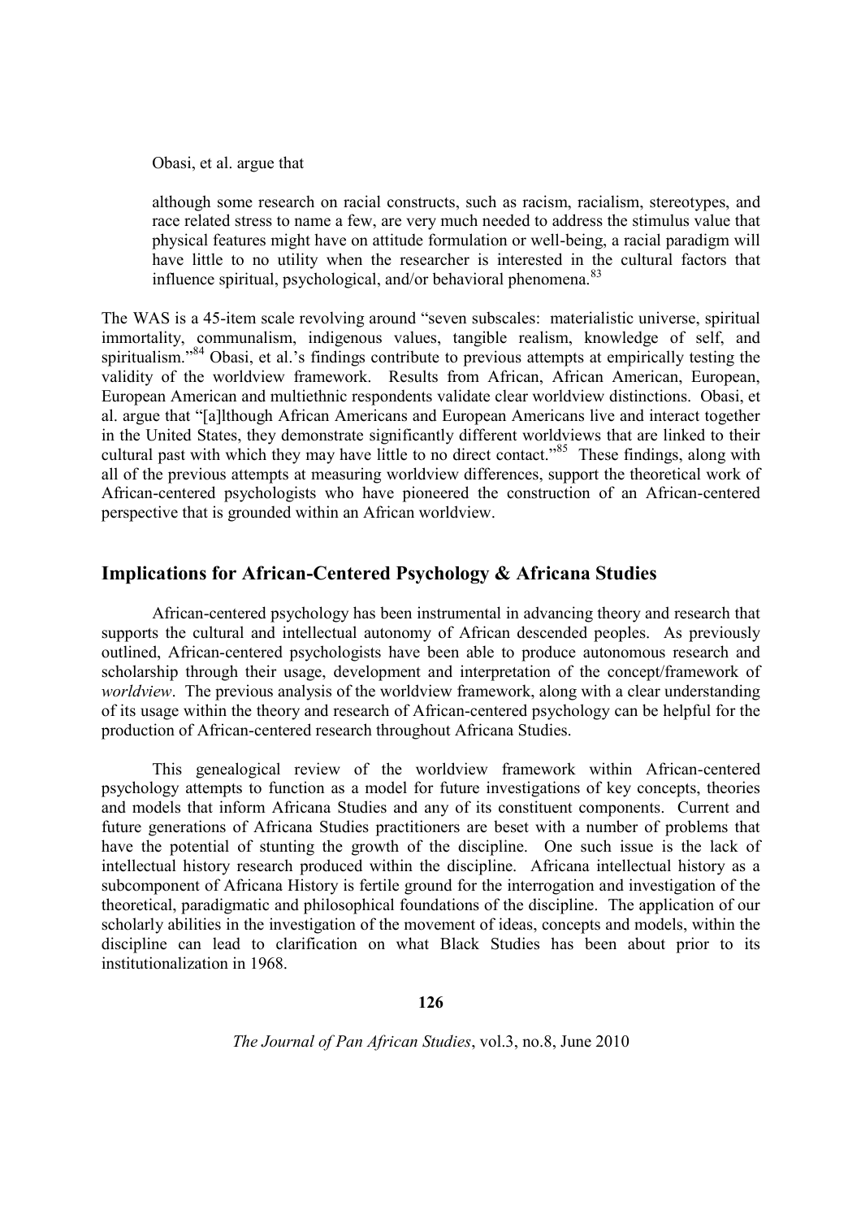Obasi, et al. argue that

> although some research on racial constructs, such as racism, racialism, stereotypes, and race related stress to name a few, are very much needed to address the stimulus value that physical features might have on attitude formulation or well-being, a racial paradigm will have little to no utility when the researcher is interested in the cultural factors that influence spiritual, psychological, and/or behavioral phenomena.[83]

The WAS is a 45-item scale revolving around "seven subscales: materialistic universe, spiritual immortality, communalism, indigenous values, tangible realism, knowledge of self, and spiritualism."[84] Obasi, et al.'s findings contribute to previous attempts at empirically testing the validity of the worldview framework. Results from African, African American, European, European American and multiethnic respondents validate clear worldview distinctions. Obasi, et al. argue that "[a]lthough African Americans and European Americans live and interact together in the United States, they demonstrate significantly different worldviews that are linked to their cultural past with which they may have little to no direct contact."[85] These findings, along with all of the previous attempts at measuring worldview differences, support the theoretical work of African-centered psychologists who have pioneered the construction of an African-centered perspective that is grounded within an African worldview.

## Implications for African-Centered Psychology & Africana Studies

African-centered psychology has been instrumental in advancing theory and research that supports the cultural and intellectual autonomy of African descended peoples. As previously outlined, African-centered psychologists have been able to produce autonomous research and scholarship through their usage, development and interpretation of the concept/framework of *worldview*. The previous analysis of the worldview framework, along with a clear understanding of its usage within the theory and research of African-centered psychology can be helpful for the production of African-centered research throughout Africana Studies.

This genealogical review of the worldview framework within African-centered psychology attempts to function as a model for future investigations of key concepts, theories and models that inform Africana Studies and any of its constituent components. Current and future generations of Africana Studies practitioners are beset with a number of problems that have the potential of stunting the growth of the discipline. One such issue is the lack of intellectual history research produced within the discipline. Africana intellectual history as a subcomponent of Africana History is fertile ground for the interrogation and investigation of the theoretical, paradigmatic and philosophical foundations of the discipline. The application of our scholarly abilities in the investigation of the movement of ideas, concepts and models, within the discipline can lead to clarification on what Black Studies has been about prior to its institutionalization in 1968.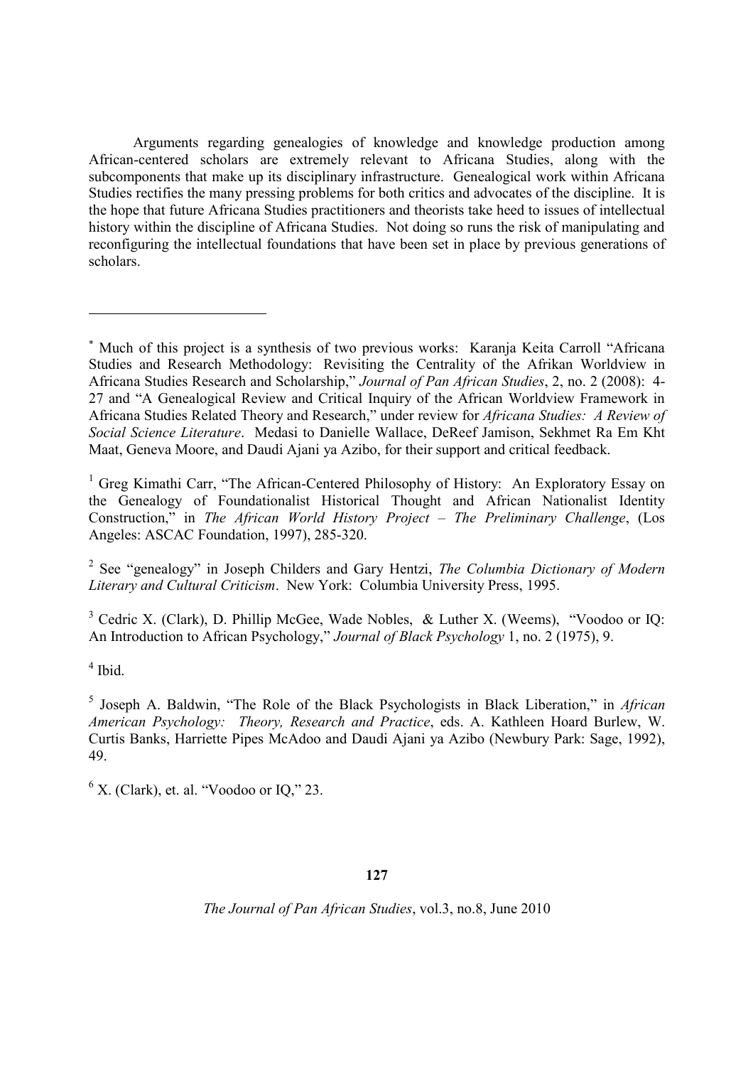Arguments regarding genealogies of knowledge and knowledge production among African-centered scholars are extremely relevant to Africana Studies, along with the subcomponents that make up its disciplinary infrastructure. Genealogical work within Africana Studies rectifies the many pressing problems for both critics and advocates of the discipline. It is the hope that future Africana Studies practitioners and theorists take heed to issues of intellectual history within the discipline of Africana Studies. Not doing so runs the risk of manipulating and reconfiguring the intellectual foundations that have been set in place by previous generations of scholars.

---

* Much of this project is a synthesis of two previous works: Karanja Keita Carroll "Africana Studies and Research Methodology: Revisiting the Centrality of the Afrikan Worldview in Africana Studies Research and Scholarship," *Journal of Pan African Studies*, 2, no. 2 (2008): 4-27 and "A Genealogical Review and Critical Inquiry of the African Worldview Framework in Africana Studies Related Theory and Research," under review for *Africana Studies: A Review of Social Science Literature*. Medasi to Danielle Wallace, DeReef Jamison, Sekhmet Ra Em Kht Maat, Geneva Moore, and Daudi Ajani ya Azibo, for their support and critical feedback.

[1] Greg Kimathi Carr, "The African-Centered Philosophy of History: An Exploratory Essay on the Genealogy of Foundationalist Historical Thought and African Nationalist Identity Construction," in *The African World History Project – The Preliminary Challenge*, (Los Angeles: ASCAC Foundation, 1997), 285-320.

[2] See "genealogy" in Joseph Childers and Gary Hentzi, *The Columbia Dictionary of Modern Literary and Cultural Criticism*. New York: Columbia University Press, 1995.

[3] Cedric X. (Clark), D. Phillip McGee, Wade Nobles, & Luther X. (Weems), "Voodoo or IQ: An Introduction to African Psychology," *Journal of Black Psychology* 1, no. 2 (1975), 9.

[4] Ibid.

[5] Joseph A. Baldwin, "The Role of the Black Psychologists in Black Liberation," in *African American Psychology: Theory, Research and Practice*, eds. A. Kathleen Hoard Burlew, W. Curtis Banks, Harriette Pipes McAdoo and Daudi Ajani ya Azibo (Newbury Park: Sage, 1992), 49.

[6] X. (Clark), et. al. "Voodoo or IQ," 23.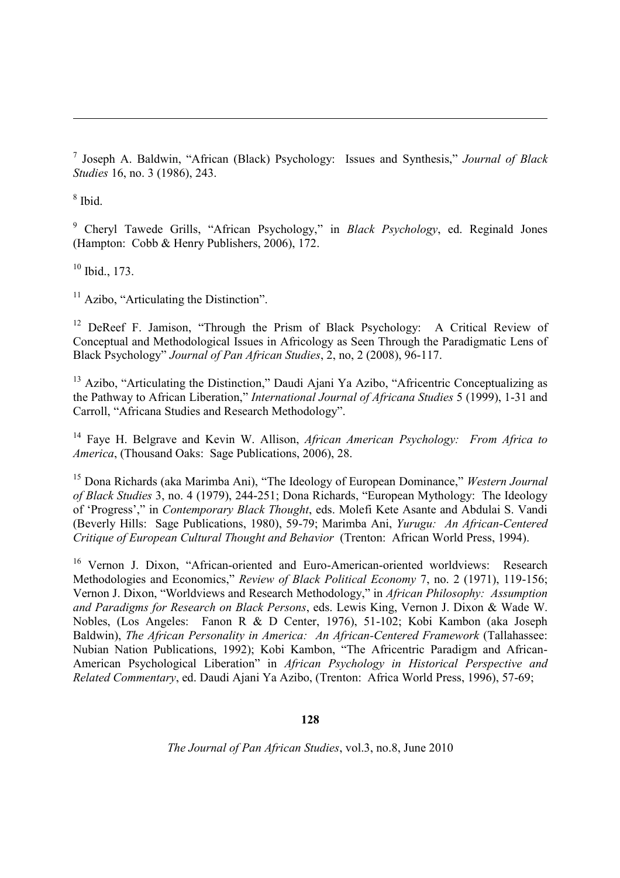[7] Joseph A. Baldwin, "African (Black) Psychology: Issues and Synthesis," *Journal of Black Studies* 16, no. 3 (1986), 243.

[8] Ibid.

[9] Cheryl Tawede Grills, "African Psychology," in *Black Psychology*, ed. Reginald Jones (Hampton: Cobb & Henry Publishers, 2006), 172.

[10] Ibid., 173.

[11] Azibo, "Articulating the Distinction".

[12] DeReef F. Jamison, "Through the Prism of Black Psychology: A Critical Review of Conceptual and Methodological Issues in Africology as Seen Through the Paradigmatic Lens of Black Psychology" *Journal of Pan African Studies*, 2, no, 2 (2008), 96-117.

[13] Azibo, "Articulating the Distinction," Daudi Ajani Ya Azibo, "Africentric Conceptualizing as the Pathway to African Liberation," *International Journal of Africana Studies* 5 (1999), 1-31 and Carroll, "Africana Studies and Research Methodology".

[14] Faye H. Belgrave and Kevin W. Allison, *African American Psychology: From Africa to America*, (Thousand Oaks: Sage Publications, 2006), 28.

[15] Dona Richards (aka Marimba Ani), "The Ideology of European Dominance," *Western Journal of Black Studies* 3, no. 4 (1979), 244-251; Dona Richards, "European Mythology: The Ideology of 'Progress'," in *Contemporary Black Thought*, eds. Molefi Kete Asante and Abdulai S. Vandi (Beverly Hills: Sage Publications, 1980), 59-79; Marimba Ani, *Yurugu: An African-Centered Critique of European Cultural Thought and Behavior* (Trenton: African World Press, 1994).

[16] Vernon J. Dixon, "African-oriented and Euro-American-oriented worldviews: Research Methodologies and Economics," *Review of Black Political Economy* 7, no. 2 (1971), 119-156; Vernon J. Dixon, "Worldviews and Research Methodology," in *African Philosophy: Assumption and Paradigms for Research on Black Persons*, eds. Lewis King, Vernon J. Dixon & Wade W. Nobles, (Los Angeles: Fanon R & D Center, 1976), 51-102; Kobi Kambon (aka Joseph Baldwin), *The African Personality in America: An African-Centered Framework* (Tallahassee: Nubian Nation Publications, 1992); Kobi Kambon, "The Africentric Paradigm and African-American Psychological Liberation" in *African Psychology in Historical Perspective and Related Commentary*, ed. Daudi Ajani Ya Azibo, (Trenton: Africa World Press, 1996), 57-69;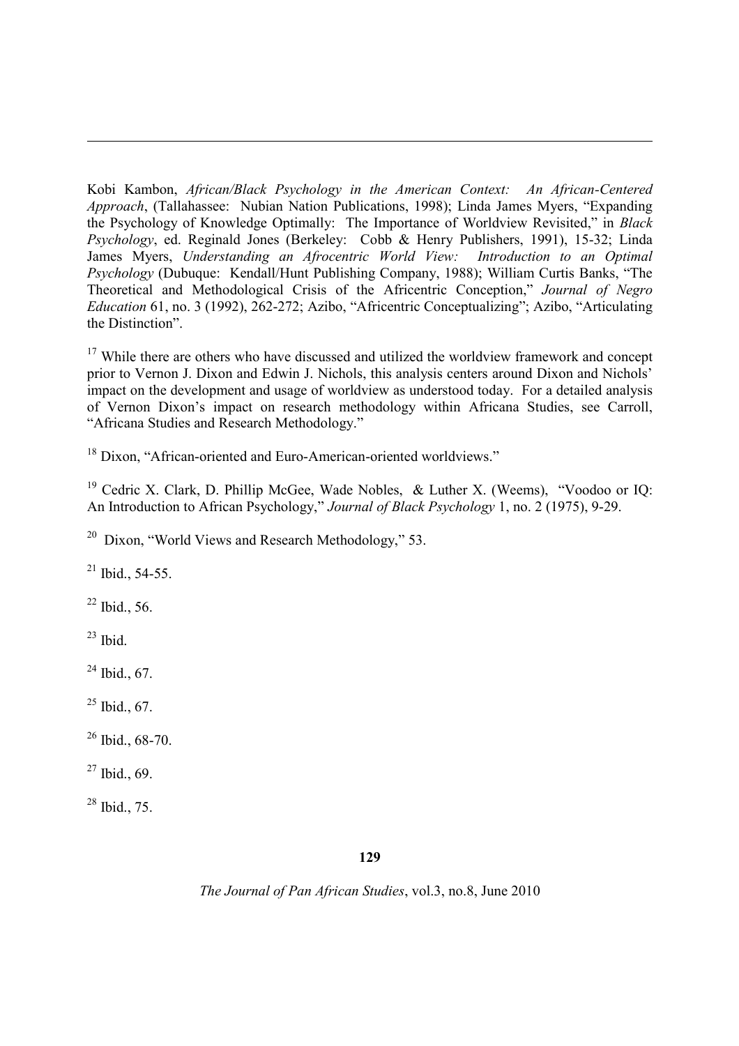Kobi Kambon, *African/Black Psychology in the American Context: An African-Centered Approach*, (Tallahassee: Nubian Nation Publications, 1998); Linda James Myers, "Expanding the Psychology of Knowledge Optimally: The Importance of Worldview Revisited," in *Black Psychology*, ed. Reginald Jones (Berkeley: Cobb & Henry Publishers, 1991), 15-32; Linda James Myers, *Understanding an Afrocentric World View: Introduction to an Optimal Psychology* (Dubuque: Kendall/Hunt Publishing Company, 1988); William Curtis Banks, "The Theoretical and Methodological Crisis of the Africentric Conception," *Journal of Negro Education* 61, no. 3 (1992), 262-272; Azibo, "Africentric Conceptualizing"; Azibo, "Articulating the Distinction".

[17] While there are others who have discussed and utilized the worldview framework and concept prior to Vernon J. Dixon and Edwin J. Nichols, this analysis centers around Dixon and Nichols' impact on the development and usage of worldview as understood today. For a detailed analysis of Vernon Dixon's impact on research methodology within Africana Studies, see Carroll, "Africana Studies and Research Methodology."

[18] Dixon, "African-oriented and Euro-American-oriented worldviews."

[19] Cedric X. Clark, D. Phillip McGee, Wade Nobles, & Luther X. (Weems), "Voodoo or IQ: An Introduction to African Psychology," *Journal of Black Psychology* 1, no. 2 (1975), 9-29.

[20] Dixon, "World Views and Research Methodology," 53.

[21] Ibid., 54-55.

[22] Ibid., 56.

[23] Ibid.

[24] Ibid., 67.

[25] Ibid., 67.

[26] Ibid., 68-70.

[27] Ibid., 69.

[28] Ibid., 75.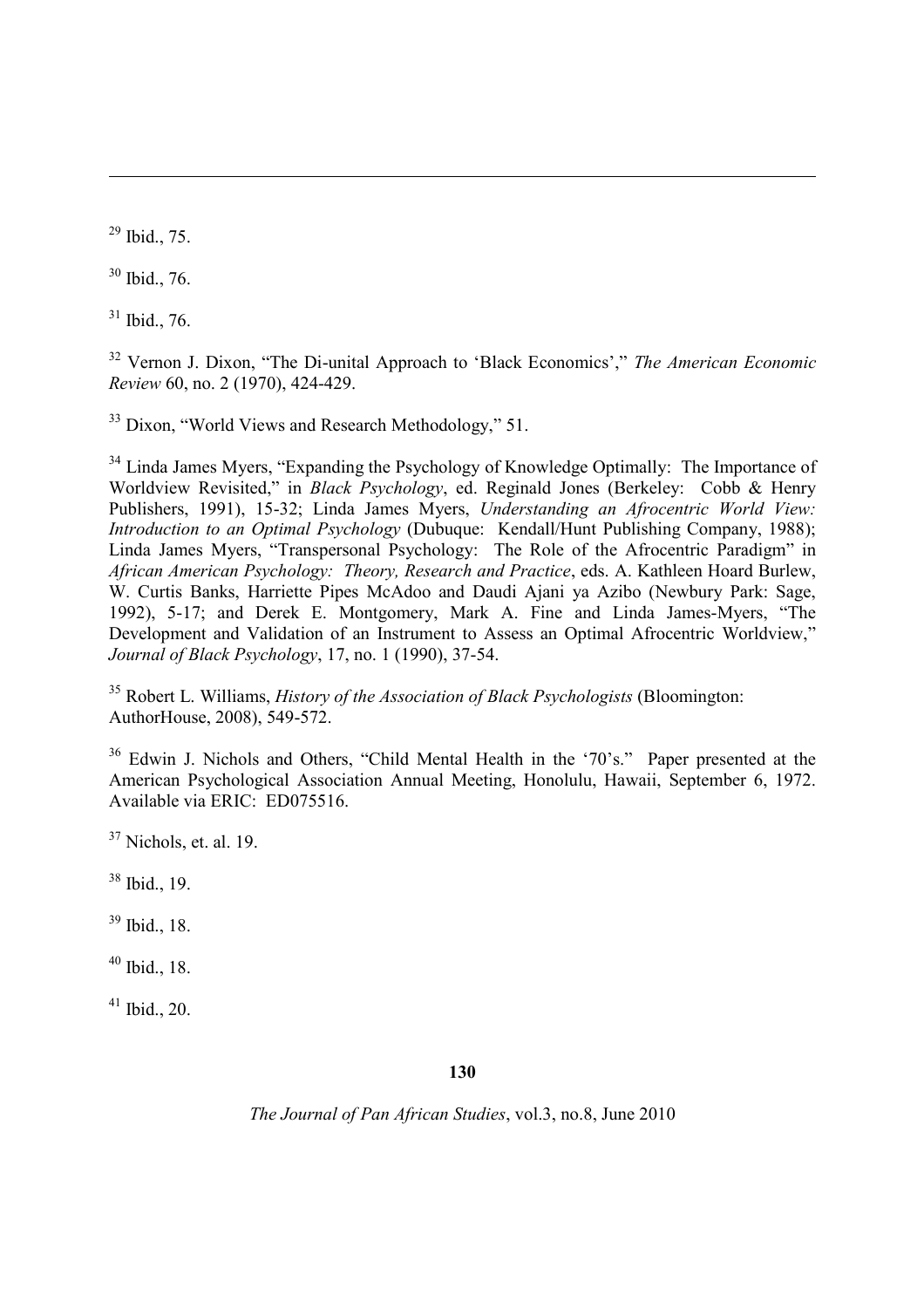[29] Ibid., 75.

[30] Ibid., 76.

[31] Ibid., 76.

[32] Vernon J. Dixon, "The Di-unital Approach to 'Black Economics'," *The American Economic Review* 60, no. 2 (1970), 424-429.

[33] Dixon, "World Views and Research Methodology," 51.

[34] Linda James Myers, "Expanding the Psychology of Knowledge Optimally: The Importance of Worldview Revisited," in *Black Psychology*, ed. Reginald Jones (Berkeley: Cobb & Henry Publishers, 1991), 15-32; Linda James Myers, *Understanding an Afrocentric World View: Introduction to an Optimal Psychology* (Dubuque: Kendall/Hunt Publishing Company, 1988); Linda James Myers, "Transpersonal Psychology: The Role of the Afrocentric Paradigm" in *African American Psychology: Theory, Research and Practice*, eds. A. Kathleen Hoard Burlew, W. Curtis Banks, Harriette Pipes McAdoo and Daudi Ajani ya Azibo (Newbury Park: Sage, 1992), 5-17; and Derek E. Montgomery, Mark A. Fine and Linda James-Myers, "The Development and Validation of an Instrument to Assess an Optimal Afrocentric Worldview," *Journal of Black Psychology*, 17, no. 1 (1990), 37-54.

[35] Robert L. Williams, *History of the Association of Black Psychologists* (Bloomington: AuthorHouse, 2008), 549-572.

[36] Edwin J. Nichols and Others, "Child Mental Health in the '70's." Paper presented at the American Psychological Association Annual Meeting, Honolulu, Hawaii, September 6, 1972. Available via ERIC: ED075516.

[37] Nichols, et. al. 19.

[38] Ibid., 19.

[39] Ibid., 18.

[40] Ibid., 18.

[41] Ibid., 20.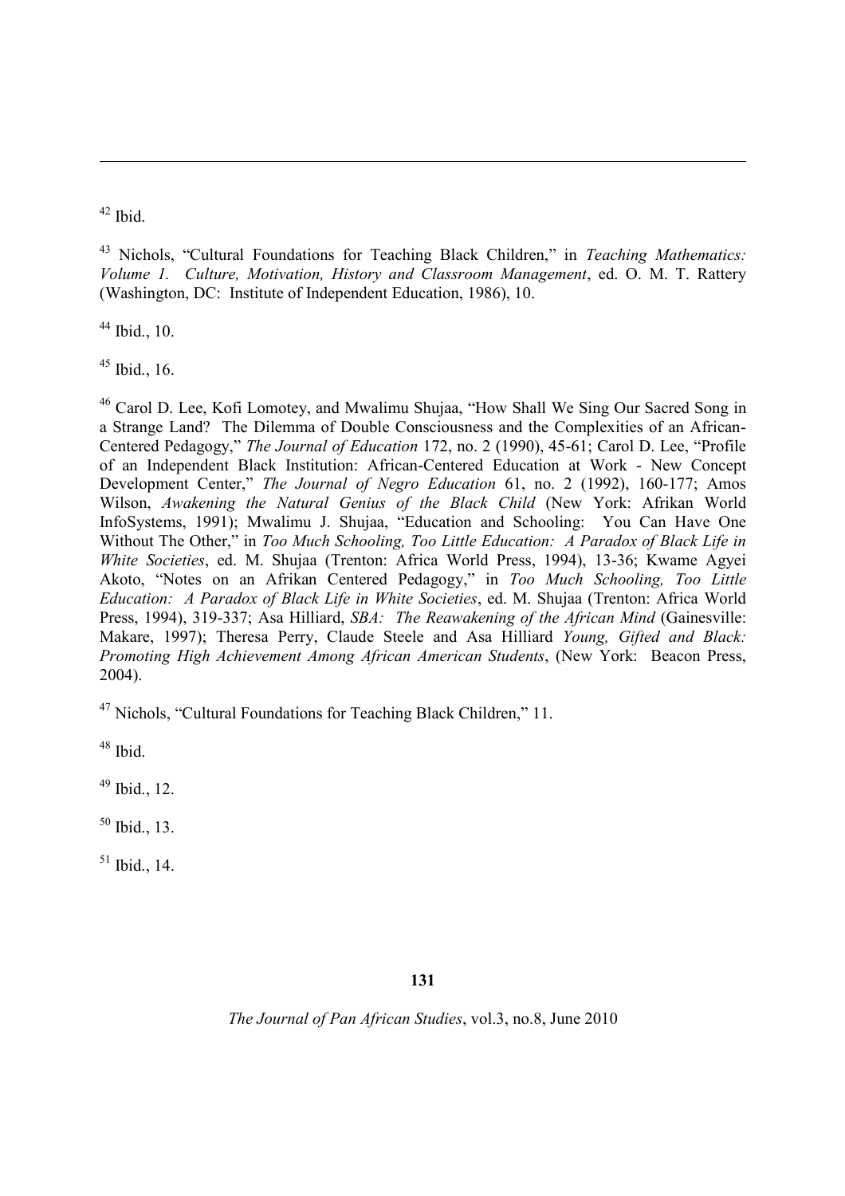[42] Ibid.

[43] Nichols, "Cultural Foundations for Teaching Black Children," in *Teaching Mathematics: Volume 1. Culture, Motivation, History and Classroom Management*, ed. O. M. T. Rattery (Washington, DC: Institute of Independent Education, 1986), 10.

[44] Ibid., 10.

[45] Ibid., 16.

[46] Carol D. Lee, Kofi Lomotey, and Mwalimu Shujaa, "How Shall We Sing Our Sacred Song in a Strange Land? The Dilemma of Double Consciousness and the Complexities of an African-Centered Pedagogy," *The Journal of Education* 172, no. 2 (1990), 45-61; Carol D. Lee, "Profile of an Independent Black Institution: African-Centered Education at Work - New Concept Development Center," *The Journal of Negro Education* 61, no. 2 (1992), 160-177; Amos Wilson, *Awakening the Natural Genius of the Black Child* (New York: Afrikan World InfoSystems, 1991); Mwalimu J. Shujaa, "Education and Schooling: You Can Have One Without The Other," in *Too Much Schooling, Too Little Education: A Paradox of Black Life in White Societies*, ed. M. Shujaa (Trenton: Africa World Press, 1994), 13-36; Kwame Agyei Akoto, "Notes on an Afrikan Centered Pedagogy," in *Too Much Schooling, Too Little Education: A Paradox of Black Life in White Societies*, ed. M. Shujaa (Trenton: Africa World Press, 1994), 319-337; Asa Hilliard, *SBA: The Reawakening of the African Mind* (Gainesville: Makare, 1997); Theresa Perry, Claude Steele and Asa Hilliard *Young, Gifted and Black: Promoting High Achievement Among African American Students*, (New York: Beacon Press, 2004).

[47] Nichols, "Cultural Foundations for Teaching Black Children," 11.

[48] Ibid.

[49] Ibid., 12.

[50] Ibid., 13.

[51] Ibid., 14.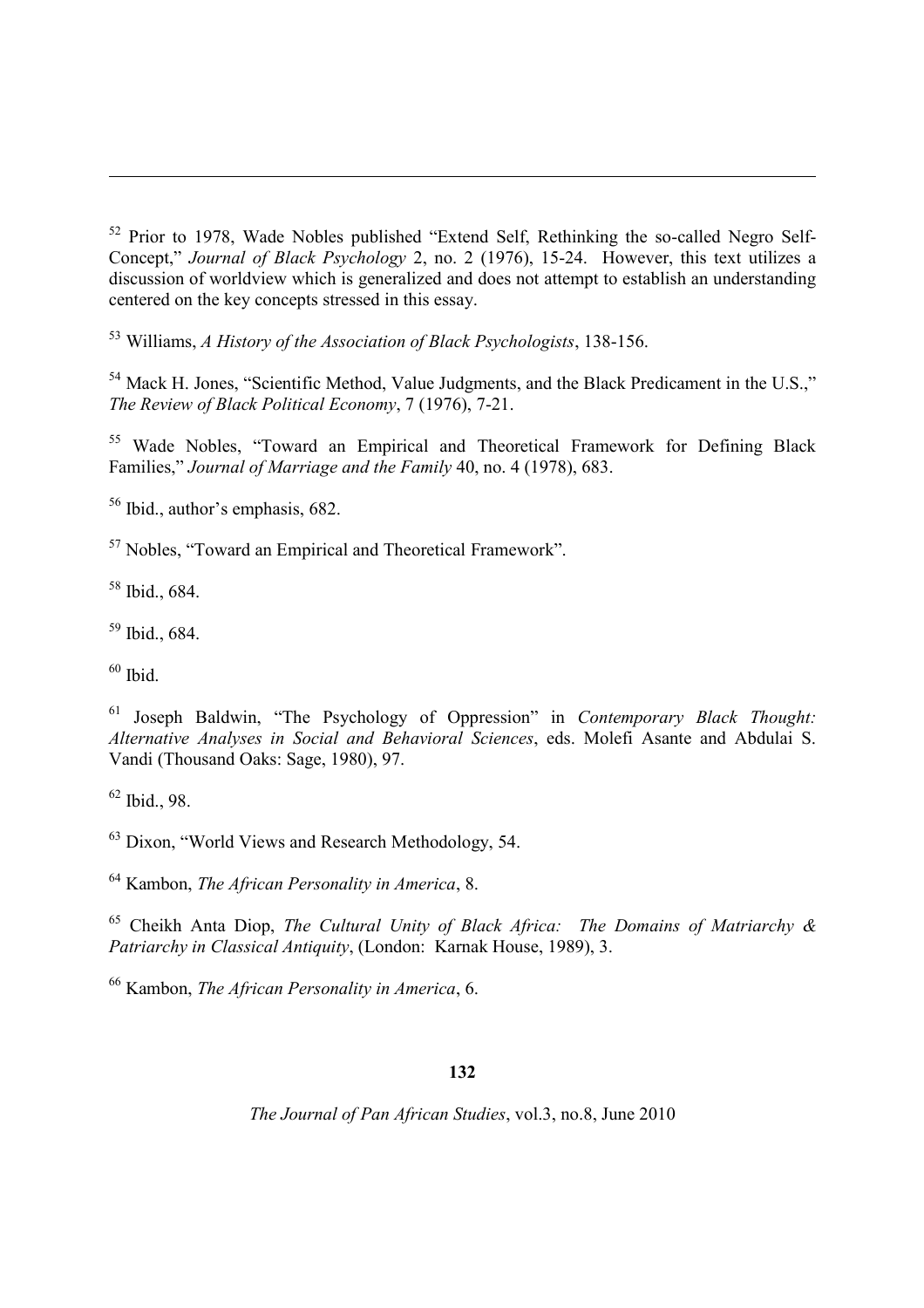[52] Prior to 1978, Wade Nobles published "Extend Self, Rethinking the so-called Negro Self-Concept," *Journal of Black Psychology* 2, no. 2 (1976), 15-24. However, this text utilizes a discussion of worldview which is generalized and does not attempt to establish an understanding centered on the key concepts stressed in this essay.

[53] Williams, *A History of the Association of Black Psychologists*, 138-156.

[54] Mack H. Jones, "Scientific Method, Value Judgments, and the Black Predicament in the U.S.," *The Review of Black Political Economy*, 7 (1976), 7-21.

[55] Wade Nobles, "Toward an Empirical and Theoretical Framework for Defining Black Families," *Journal of Marriage and the Family* 40, no. 4 (1978), 683.

[56] Ibid., author's emphasis, 682.

[57] Nobles, "Toward an Empirical and Theoretical Framework".

[58] Ibid., 684.

[59] Ibid., 684.

[60] Ibid.

[61] Joseph Baldwin, "The Psychology of Oppression" in *Contemporary Black Thought: Alternative Analyses in Social and Behavioral Sciences*, eds. Molefi Asante and Abdulai S. Vandi (Thousand Oaks: Sage, 1980), 97.

[62] Ibid., 98.

[63] Dixon, "World Views and Research Methodology, 54.

[64] Kambon, *The African Personality in America*, 8.

[65] Cheikh Anta Diop, *The Cultural Unity of Black Africa: The Domains of Matriarchy & Patriarchy in Classical Antiquity*, (London: Karnak House, 1989), 3.

[66] Kambon, *The African Personality in America*, 6.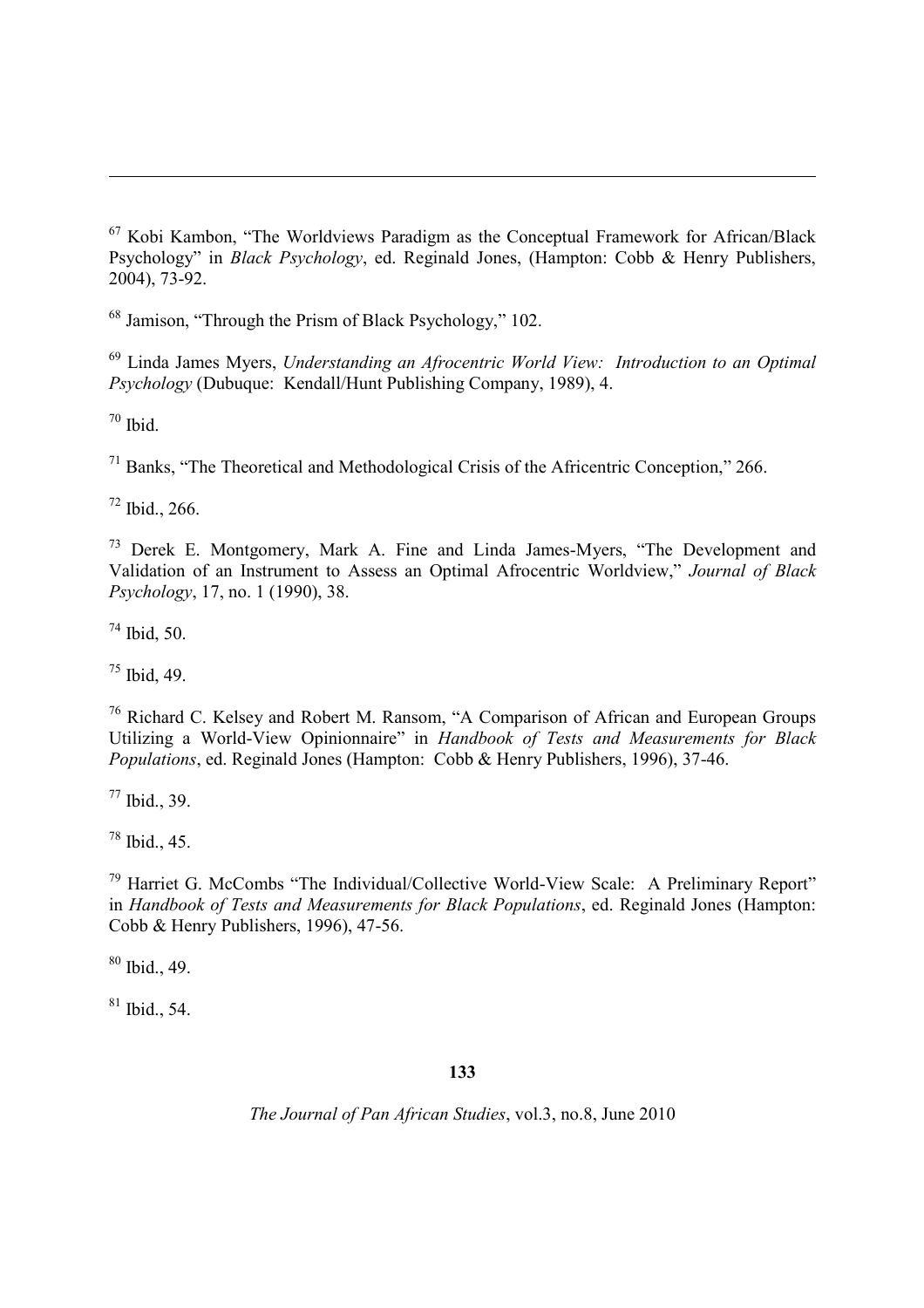[67] Kobi Kambon, "The Worldviews Paradigm as the Conceptual Framework for African/Black Psychology" in *Black Psychology*, ed. Reginald Jones, (Hampton: Cobb & Henry Publishers, 2004), 73-92.

[68] Jamison, "Through the Prism of Black Psychology," 102.

[69] Linda James Myers, *Understanding an Afrocentric World View: Introduction to an Optimal Psychology* (Dubuque: Kendall/Hunt Publishing Company, 1989), 4.

[70] Ibid.

[71] Banks, "The Theoretical and Methodological Crisis of the Africentric Conception," 266.

[72] Ibid., 266.

[73] Derek E. Montgomery, Mark A. Fine and Linda James-Myers, "The Development and Validation of an Instrument to Assess an Optimal Afrocentric Worldview," *Journal of Black Psychology*, 17, no. 1 (1990), 38.

[74] Ibid, 50.

[75] Ibid, 49.

[76] Richard C. Kelsey and Robert M. Ransom, "A Comparison of African and European Groups Utilizing a World-View Opinionnaire" in *Handbook of Tests and Measurements for Black Populations*, ed. Reginald Jones (Hampton: Cobb & Henry Publishers, 1996), 37-46.

[77] Ibid., 39.

[78] Ibid., 45.

[79] Harriet G. McCombs "The Individual/Collective World-View Scale: A Preliminary Report" in *Handbook of Tests and Measurements for Black Populations*, ed. Reginald Jones (Hampton: Cobb & Henry Publishers, 1996), 47-56.

[80] Ibid., 49.

[81] Ibid., 54.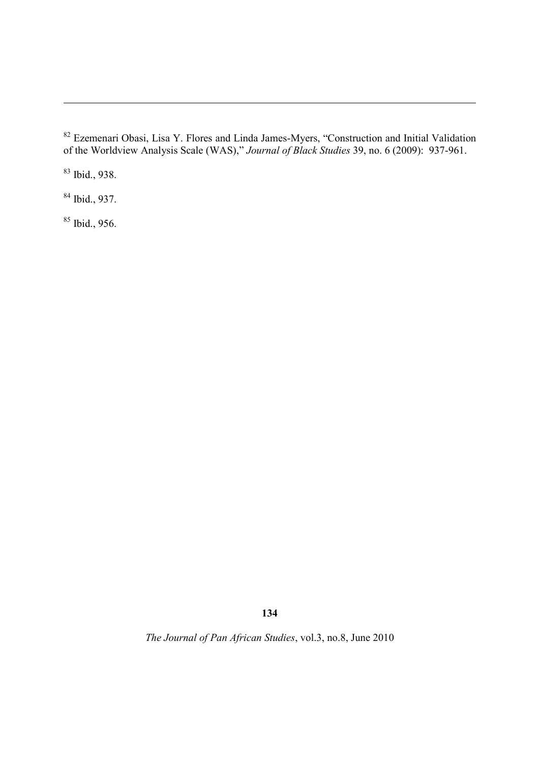[82] Ezemenari Obasi, Lisa Y. Flores and Linda James-Myers, "Construction and Initial Validation of the Worldview Analysis Scale (WAS)," *Journal of Black Studies* 39, no. 6 (2009): 937-961.

[83] Ibid., 938.

[84] Ibid., 937.

[85] Ibid., 956.